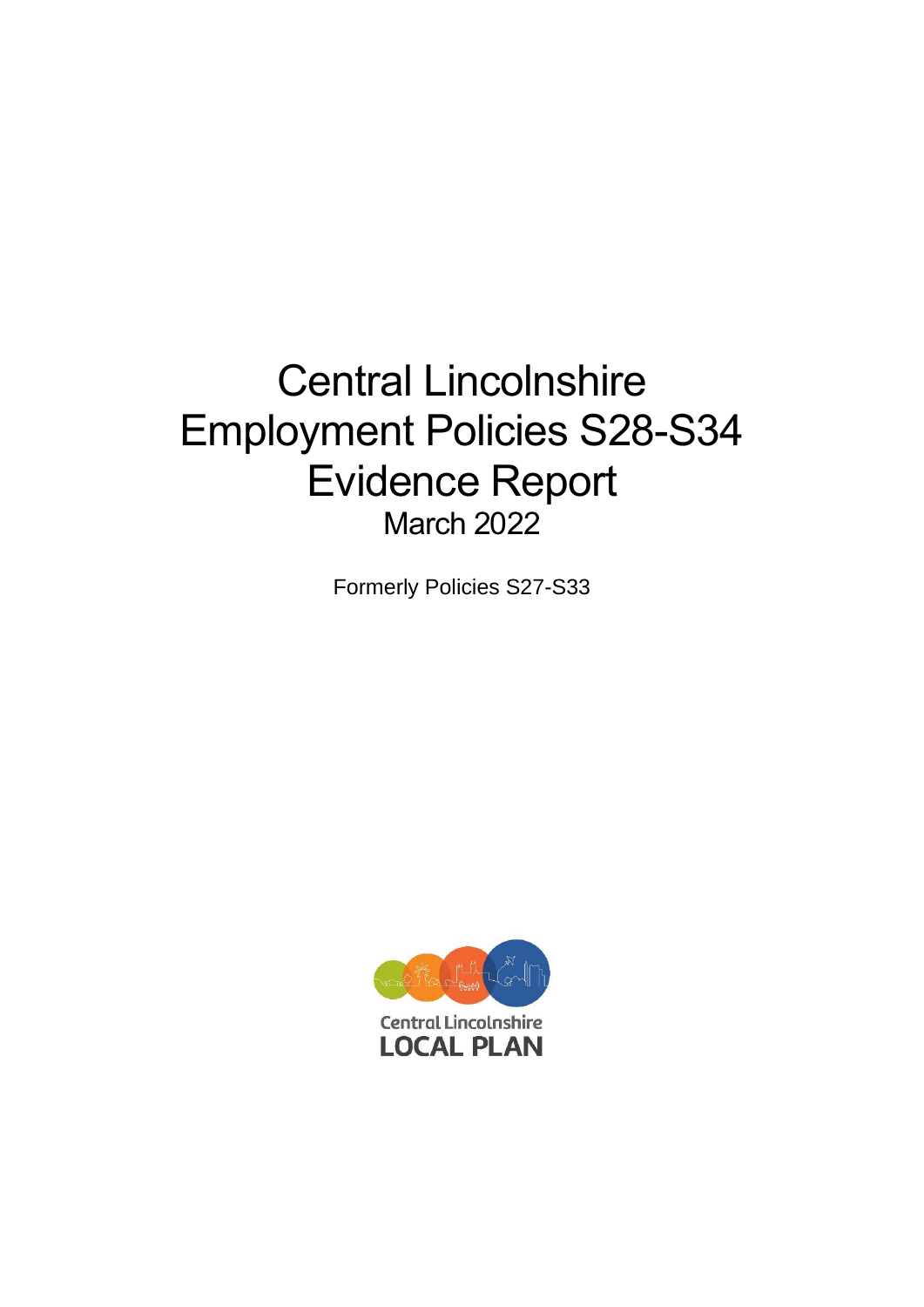# Central Lincolnshire Employment Policies S28-S34 Evidence Report

March 2022

Formerly Policies S27-S33

Central Lincolnshire
LOCAL PLAN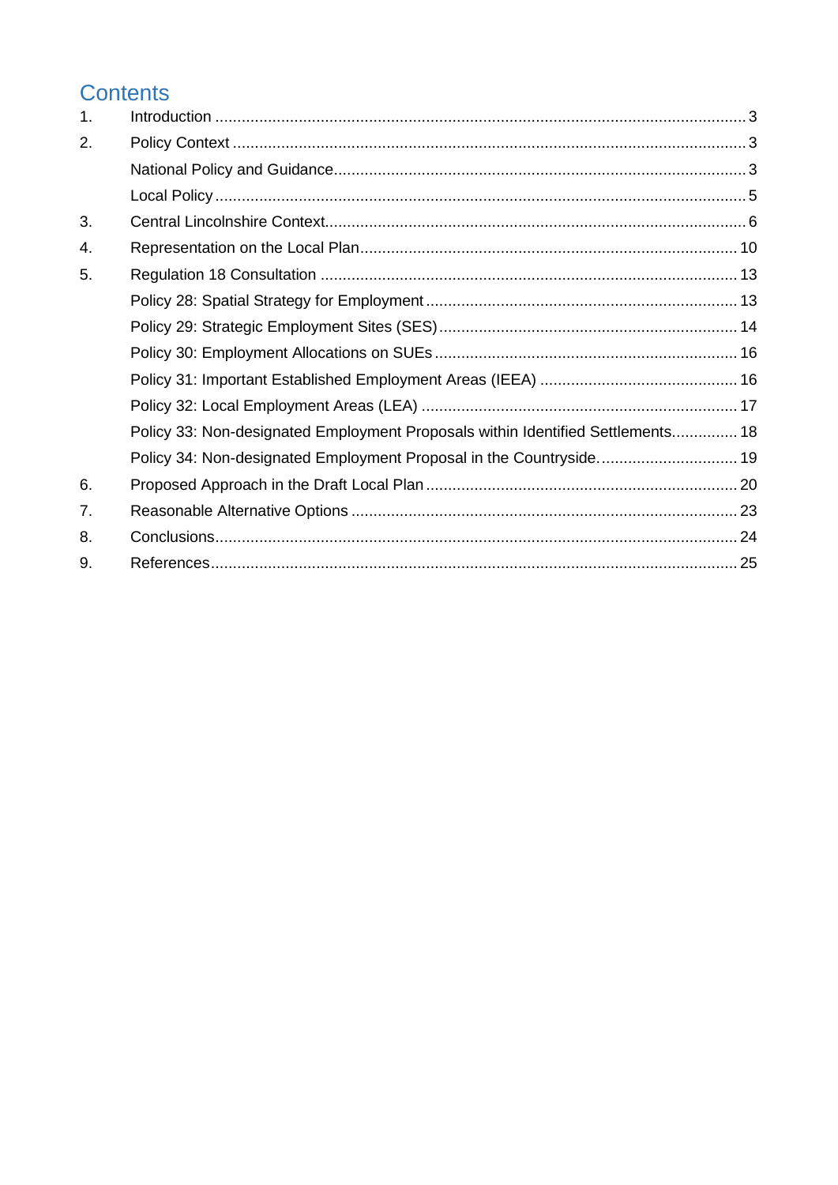# Contents

1. Introduction ........................................................................................................ 3
2. Policy Context .................................................................................................... 3
   - National Policy and Guidance............................................................................ 3
   - Local Policy ....................................................................................................... 5
3. Central Lincolnshire Context.............................................................................. 6
4. Representation on the Local Plan .................................................................... 10
5. Regulation 18 Consultation ............................................................................. 13
   - Policy 28: Spatial Strategy for Employment ..................................................... 13
   - Policy 29: Strategic Employment Sites (SES).................................................. 14
   - Policy 30: Employment Allocations on SUEs .................................................... 16
   - Policy 31: Important Established Employment Areas (IEEA) ............................ 16
   - Policy 32: Local Employment Areas (LEA) ....................................................... 17
   - Policy 33: Non-designated Employment Proposals within Identified Settlements............... 18
   - Policy 34: Non-designated Employment Proposal in the Countryside................................ 19
6. Proposed Approach in the Draft Local Plan ...................................................... 20
7. Reasonable Alternative Options ....................................................................... 23
8. Conclusions...................................................................................................... 24
9. References....................................................................................................... 25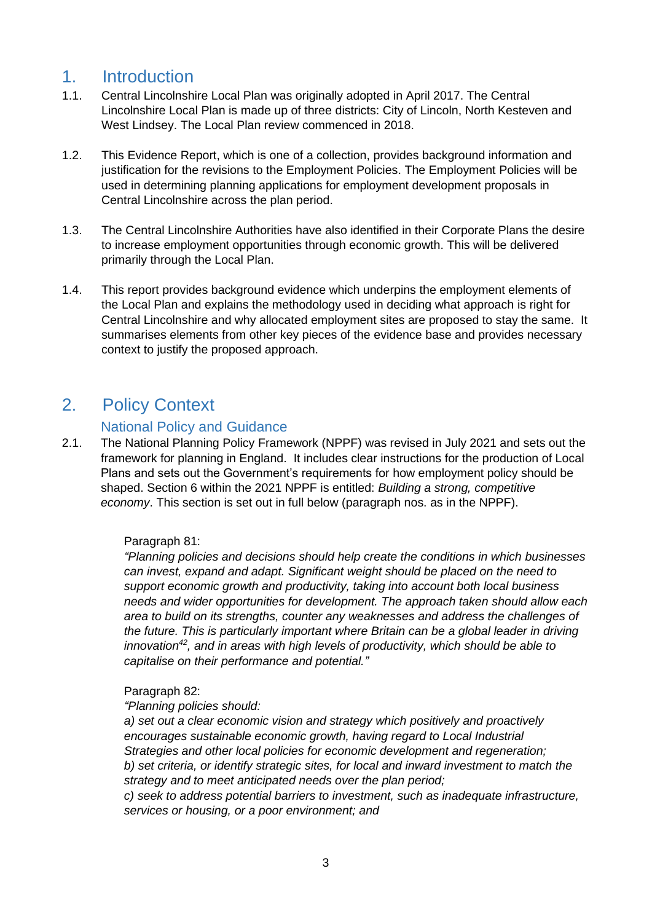# 1. Introduction

1.1. Central Lincolnshire Local Plan was originally adopted in April 2017. The Central Lincolnshire Local Plan is made up of three districts: City of Lincoln, North Kesteven and West Lindsey. The Local Plan review commenced in 2018.

1.2. This Evidence Report, which is one of a collection, provides background information and justification for the revisions to the Employment Policies. The Employment Policies will be used in determining planning applications for employment development proposals in Central Lincolnshire across the plan period.

1.3. The Central Lincolnshire Authorities have also identified in their Corporate Plans the desire to increase employment opportunities through economic growth. This will be delivered primarily through the Local Plan.

1.4. This report provides background evidence which underpins the employment elements of the Local Plan and explains the methodology used in deciding what approach is right for Central Lincolnshire and why allocated employment sites are proposed to stay the same. It summarises elements from other key pieces of the evidence base and provides necessary context to justify the proposed approach.

# 2. Policy Context

## National Policy and Guidance

2.1. The National Planning Policy Framework (NPPF) was revised in July 2021 and sets out the framework for planning in England. It includes clear instructions for the production of Local Plans and sets out the Government's requirements for how employment policy should be shaped. Section 6 within the 2021 NPPF is entitled: *Building a strong, competitive economy*. This section is set out in full below (paragraph nos. as in the NPPF).

Paragraph 81:
*"Planning policies and decisions should help create the conditions in which businesses can invest, expand and adapt. Significant weight should be placed on the need to support economic growth and productivity, taking into account both local business needs and wider opportunities for development. The approach taken should allow each area to build on its strengths, counter any weaknesses and address the challenges of the future. This is particularly important where Britain can be a global leader in driving innovation[42], and in areas with high levels of productivity, which should be able to capitalise on their performance and potential."*

Paragraph 82:
*"Planning policies should:*
*a) set out a clear economic vision and strategy which positively and proactively encourages sustainable economic growth, having regard to Local Industrial Strategies and other local policies for economic development and regeneration;*
*b) set criteria, or identify strategic sites, for local and inward investment to match the strategy and to meet anticipated needs over the plan period;*
*c) seek to address potential barriers to investment, such as inadequate infrastructure, services or housing, or a poor environment; and*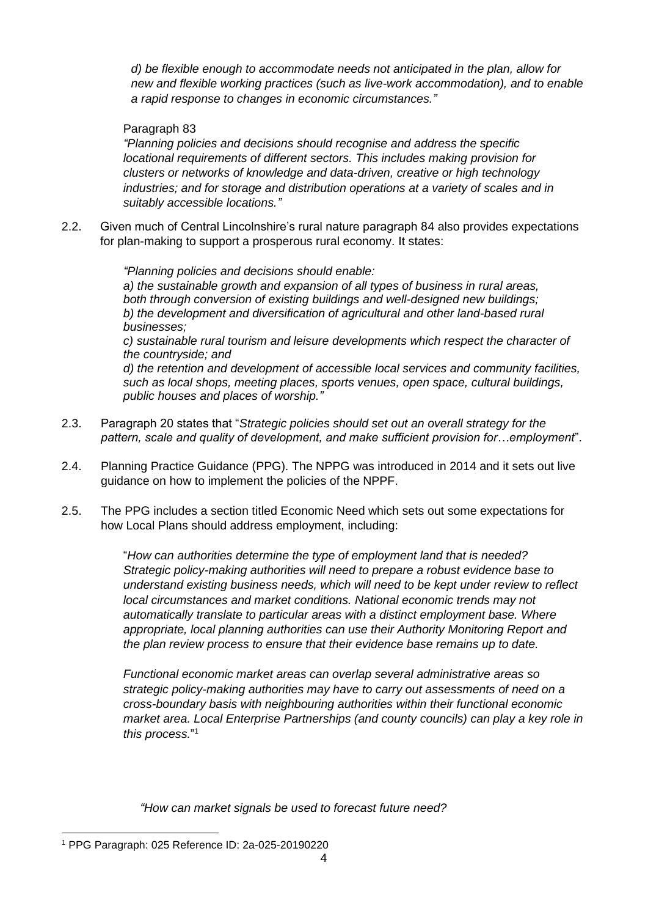*d) be flexible enough to accommodate needs not anticipated in the plan, allow for new and flexible working practices (such as live-work accommodation), and to enable a rapid response to changes in economic circumstances."*

Paragraph 83

*"Planning policies and decisions should recognise and address the specific locational requirements of different sectors. This includes making provision for clusters or networks of knowledge and data-driven, creative or high technology industries; and for storage and distribution operations at a variety of scales and in suitably accessible locations."*

2.2. Given much of Central Lincolnshire's rural nature paragraph 84 also provides expectations for plan-making to support a prosperous rural economy. It states:

> *"Planning policies and decisions should enable:*
> *a) the sustainable growth and expansion of all types of business in rural areas, both through conversion of existing buildings and well-designed new buildings;*
> *b) the development and diversification of agricultural and other land-based rural businesses;*
> *c) sustainable rural tourism and leisure developments which respect the character of the countryside; and*
> *d) the retention and development of accessible local services and community facilities, such as local shops, meeting places, sports venues, open space, cultural buildings, public houses and places of worship."*

2.3. Paragraph 20 states that "*Strategic policies should set out an overall strategy for the pattern, scale and quality of development, and make sufficient provision for…employment*".

2.4. Planning Practice Guidance (PPG). The NPPG was introduced in 2014 and it sets out live guidance on how to implement the policies of the NPPF.

2.5. The PPG includes a section titled Economic Need which sets out some expectations for how Local Plans should address employment, including:

> "*How can authorities determine the type of employment land that is needed? Strategic policy-making authorities will need to prepare a robust evidence base to understand existing business needs, which will need to be kept under review to reflect local circumstances and market conditions. National economic trends may not automatically translate to particular areas with a distinct employment base. Where appropriate, local planning authorities can use their Authority Monitoring Report and the plan review process to ensure that their evidence base remains up to date.*
>
> *Functional economic market areas can overlap several administrative areas so strategic policy-making authorities may have to carry out assessments of need on a cross-boundary basis with neighbouring authorities within their functional economic market area. Local Enterprise Partnerships (and county councils) can play a key role in this process.*"[1]

*"How can market signals be used to forecast future need?*

[1] PPG Paragraph: 025 Reference ID: 2a-025-20190220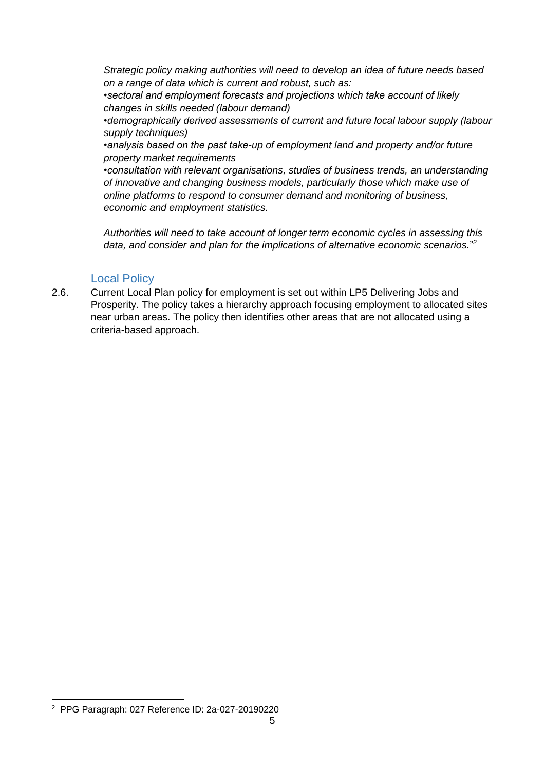*Strategic policy making authorities will need to develop an idea of future needs based on a range of data which is current and robust, such as:*
*•sectoral and employment forecasts and projections which take account of likely changes in skills needed (labour demand)*
*•demographically derived assessments of current and future local labour supply (labour supply techniques)*
*•analysis based on the past take-up of employment land and property and/or future property market requirements*
*•consultation with relevant organisations, studies of business trends, an understanding of innovative and changing business models, particularly those which make use of online platforms to respond to consumer demand and monitoring of business, economic and employment statistics.*

*Authorities will need to take account of longer term economic cycles in assessing this data, and consider and plan for the implications of alternative economic scenarios."*[2]

## Local Policy

2.6. Current Local Plan policy for employment is set out within LP5 Delivering Jobs and Prosperity. The policy takes a hierarchy approach focusing employment to allocated sites near urban areas. The policy then identifies other areas that are not allocated using a criteria-based approach.

---

[2] PPG Paragraph: 027 Reference ID: 2a-027-20190220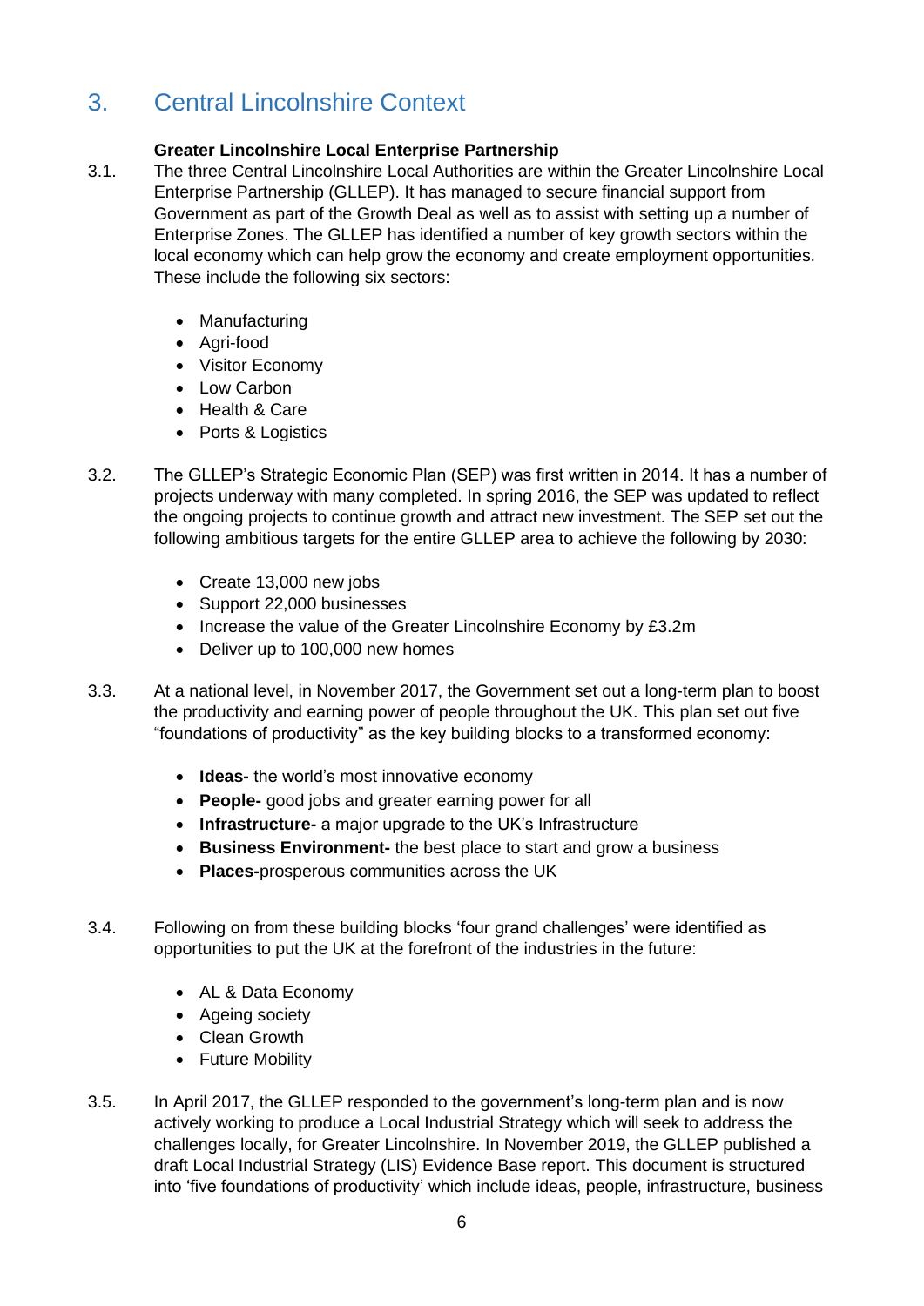## 3. Central Lincolnshire Context

**Greater Lincolnshire Local Enterprise Partnership**

3.1. The three Central Lincolnshire Local Authorities are within the Greater Lincolnshire Local Enterprise Partnership (GLLEP). It has managed to secure financial support from Government as part of the Growth Deal as well as to assist with setting up a number of Enterprise Zones. The GLLEP has identified a number of key growth sectors within the local economy which can help grow the economy and create employment opportunities. These include the following six sectors:

- Manufacturing
- Agri-food
- Visitor Economy
- Low Carbon
- Health & Care
- Ports & Logistics

3.2. The GLLEP's Strategic Economic Plan (SEP) was first written in 2014. It has a number of projects underway with many completed. In spring 2016, the SEP was updated to reflect the ongoing projects to continue growth and attract new investment. The SEP set out the following ambitious targets for the entire GLLEP area to achieve the following by 2030:

- Create 13,000 new jobs
- Support 22,000 businesses
- Increase the value of the Greater Lincolnshire Economy by £3.2m
- Deliver up to 100,000 new homes

3.3. At a national level, in November 2017, the Government set out a long-term plan to boost the productivity and earning power of people throughout the UK. This plan set out five "foundations of productivity" as the key building blocks to a transformed economy:

- **Ideas-** the world's most innovative economy
- **People-** good jobs and greater earning power for all
- **Infrastructure-** a major upgrade to the UK's Infrastructure
- **Business Environment-** the best place to start and grow a business
- **Places-**prosperous communities across the UK

3.4. Following on from these building blocks 'four grand challenges' were identified as opportunities to put the UK at the forefront of the industries in the future:

- AL & Data Economy
- Ageing society
- Clean Growth
- Future Mobility

3.5. In April 2017, the GLLEP responded to the government's long-term plan and is now actively working to produce a Local Industrial Strategy which will seek to address the challenges locally, for Greater Lincolnshire. In November 2019, the GLLEP published a draft Local Industrial Strategy (LIS) Evidence Base report. This document is structured into 'five foundations of productivity' which include ideas, people, infrastructure, business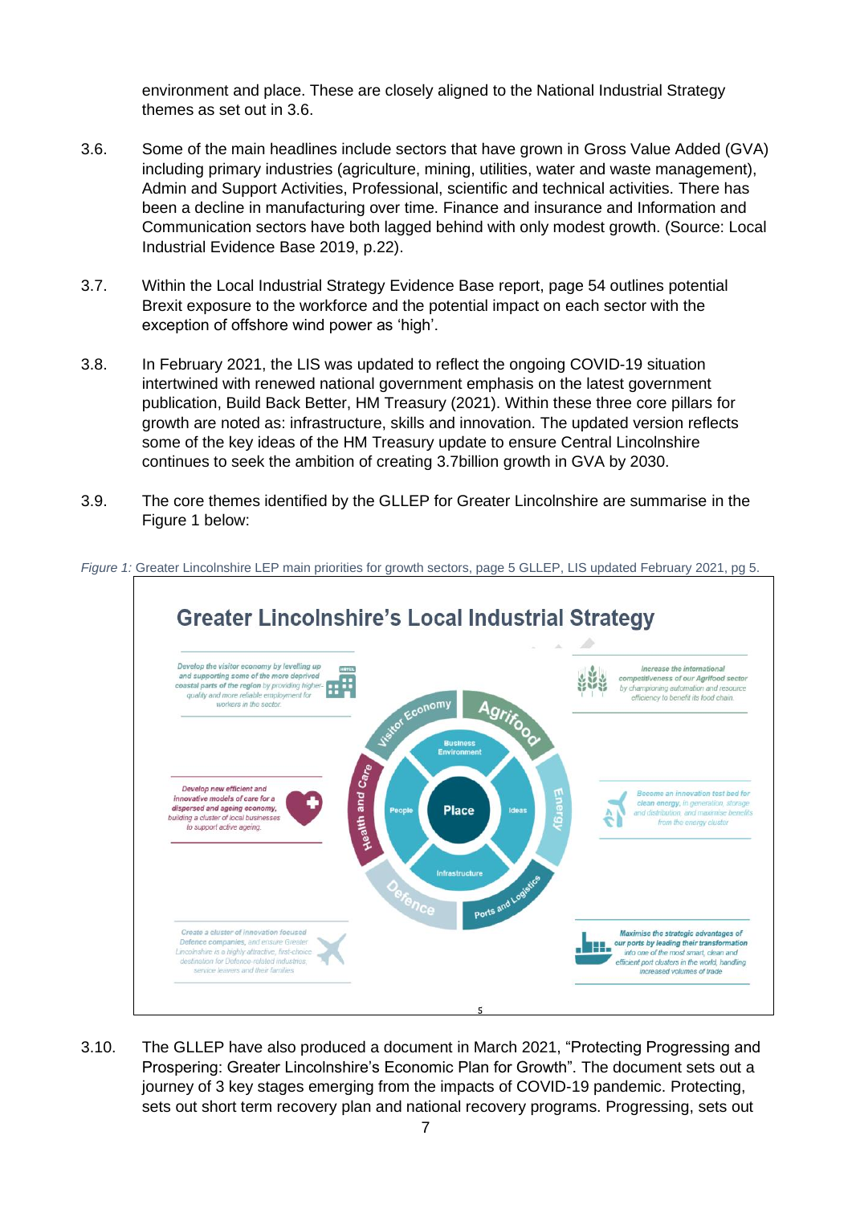environment and place. These are closely aligned to the National Industrial Strategy themes as set out in 3.6.

3.6. Some of the main headlines include sectors that have grown in Gross Value Added (GVA) including primary industries (agriculture, mining, utilities, water and waste management), Admin and Support Activities, Professional, scientific and technical activities. There has been a decline in manufacturing over time. Finance and insurance and Information and Communication sectors have both lagged behind with only modest growth. (Source: Local Industrial Evidence Base 2019, p.22).

3.7. Within the Local Industrial Strategy Evidence Base report, page 54 outlines potential Brexit exposure to the workforce and the potential impact on each sector with the exception of offshore wind power as 'high'.

3.8. In February 2021, the LIS was updated to reflect the ongoing COVID-19 situation intertwined with renewed national government emphasis on the latest government publication, Build Back Better, HM Treasury (2021). Within these three core pillars for growth are noted as: infrastructure, skills and innovation. The updated version reflects some of the key ideas of the HM Treasury update to ensure Central Lincolnshire continues to seek the ambition of creating 3.7billion growth in GVA by 2030.

3.9. The core themes identified by the GLLEP for Greater Lincolnshire are summarise in the Figure 1 below:

*Figure 1:* Greater Lincolnshire LEP main priorities for growth sectors, page 5 GLLEP, LIS updated February 2021, pg 5.

## Greater Lincolnshire's Local Industrial Strategy

- **Visitor Economy:** Develop the visitor economy by levelling up and supporting some of the more deprived coastal parts of the region by providing higher-quality and more reliable employment for workers in the sector.
- **Agrifood:** Increase the international competitiveness of our Agrifood sector by championing automation and resource efficiency to benefit its food chain.
- **Health and Care:** Develop new efficient and innovative models of care for a dispersed and ageing economy, building a cluster of local businesses to support active ageing.
- **Energy:** Become an innovation test bed for clean energy, in generation, storage and distribution, and maximise benefits from the energy cluster.
- **Defence:** Create a cluster of innovation focused Defence companies, and ensure Greater Lincolnshire is a highly attractive, first-choice destination for Defence-related industries, service leavers and their families.
- **Ports and Logistics:** Maximise the strategic advantages of our ports by leading their transformation into one of the most smart, clean and efficient port clusters in the world, handling increased volumes of trade.

Centre: Place — Business Environment, Ideas, Infrastructure, People

3.10. The GLLEP have also produced a document in March 2021, "Protecting Progressing and Prospering: Greater Lincolnshire's Economic Plan for Growth". The document sets out a journey of 3 key stages emerging from the impacts of COVID-19 pandemic. Protecting, sets out short term recovery plan and national recovery programs. Progressing, sets out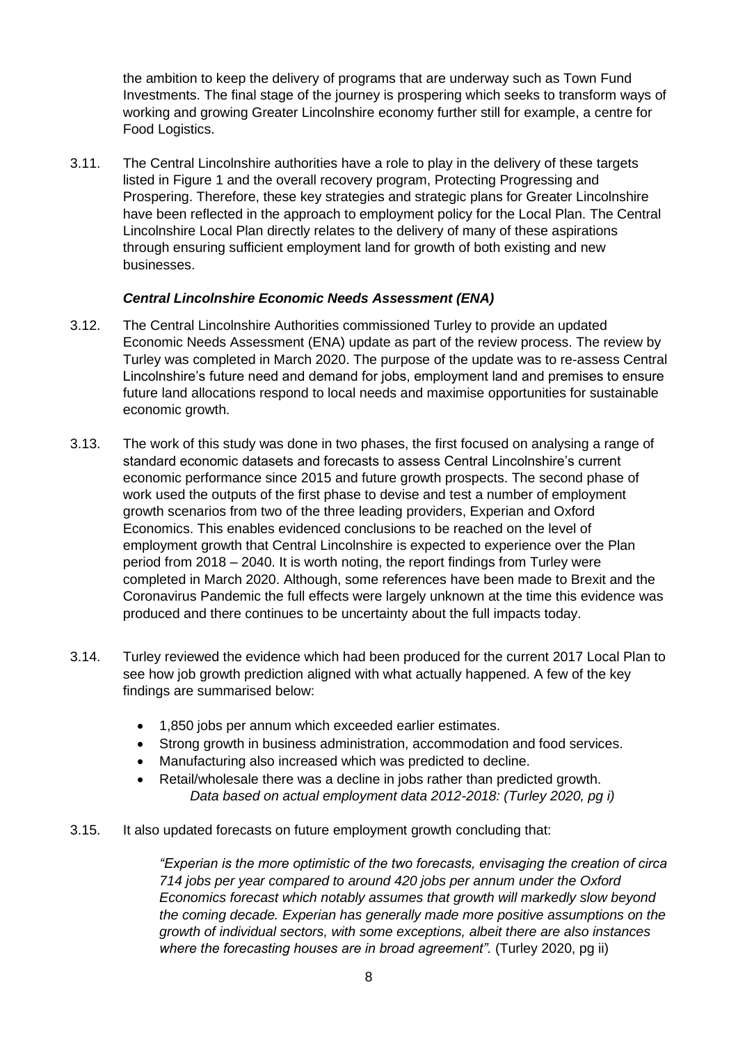the ambition to keep the delivery of programs that are underway such as Town Fund Investments. The final stage of the journey is prospering which seeks to transform ways of working and growing Greater Lincolnshire economy further still for example, a centre for Food Logistics.

3.11. The Central Lincolnshire authorities have a role to play in the delivery of these targets listed in Figure 1 and the overall recovery program, Protecting Progressing and Prospering. Therefore, these key strategies and strategic plans for Greater Lincolnshire have been reflected in the approach to employment policy for the Local Plan. The Central Lincolnshire Local Plan directly relates to the delivery of many of these aspirations through ensuring sufficient employment land for growth of both existing and new businesses.

***Central Lincolnshire Economic Needs Assessment (ENA)***

3.12. The Central Lincolnshire Authorities commissioned Turley to provide an updated Economic Needs Assessment (ENA) update as part of the review process. The review by Turley was completed in March 2020. The purpose of the update was to re-assess Central Lincolnshire's future need and demand for jobs, employment land and premises to ensure future land allocations respond to local needs and maximise opportunities for sustainable economic growth.

3.13. The work of this study was done in two phases, the first focused on analysing a range of standard economic datasets and forecasts to assess Central Lincolnshire's current economic performance since 2015 and future growth prospects. The second phase of work used the outputs of the first phase to devise and test a number of employment growth scenarios from two of the three leading providers, Experian and Oxford Economics. This enables evidenced conclusions to be reached on the level of employment growth that Central Lincolnshire is expected to experience over the Plan period from 2018 – 2040. It is worth noting, the report findings from Turley were completed in March 2020. Although, some references have been made to Brexit and the Coronavirus Pandemic the full effects were largely unknown at the time this evidence was produced and there continues to be uncertainty about the full impacts today.

3.14. Turley reviewed the evidence which had been produced for the current 2017 Local Plan to see how job growth prediction aligned with what actually happened. A few of the key findings are summarised below:

- 1,850 jobs per annum which exceeded earlier estimates.
- Strong growth in business administration, accommodation and food services.
- Manufacturing also increased which was predicted to decline.
- Retail/wholesale there was a decline in jobs rather than predicted growth.

  *Data based on actual employment data 2012-2018: (Turley 2020, pg i)*

3.15. It also updated forecasts on future employment growth concluding that:

> *"Experian is the more optimistic of the two forecasts, envisaging the creation of circa 714 jobs per year compared to around 420 jobs per annum under the Oxford Economics forecast which notably assumes that growth will markedly slow beyond the coming decade. Experian has generally made more positive assumptions on the growth of individual sectors, with some exceptions, albeit there are also instances where the forecasting houses are in broad agreement".* (Turley 2020, pg ii)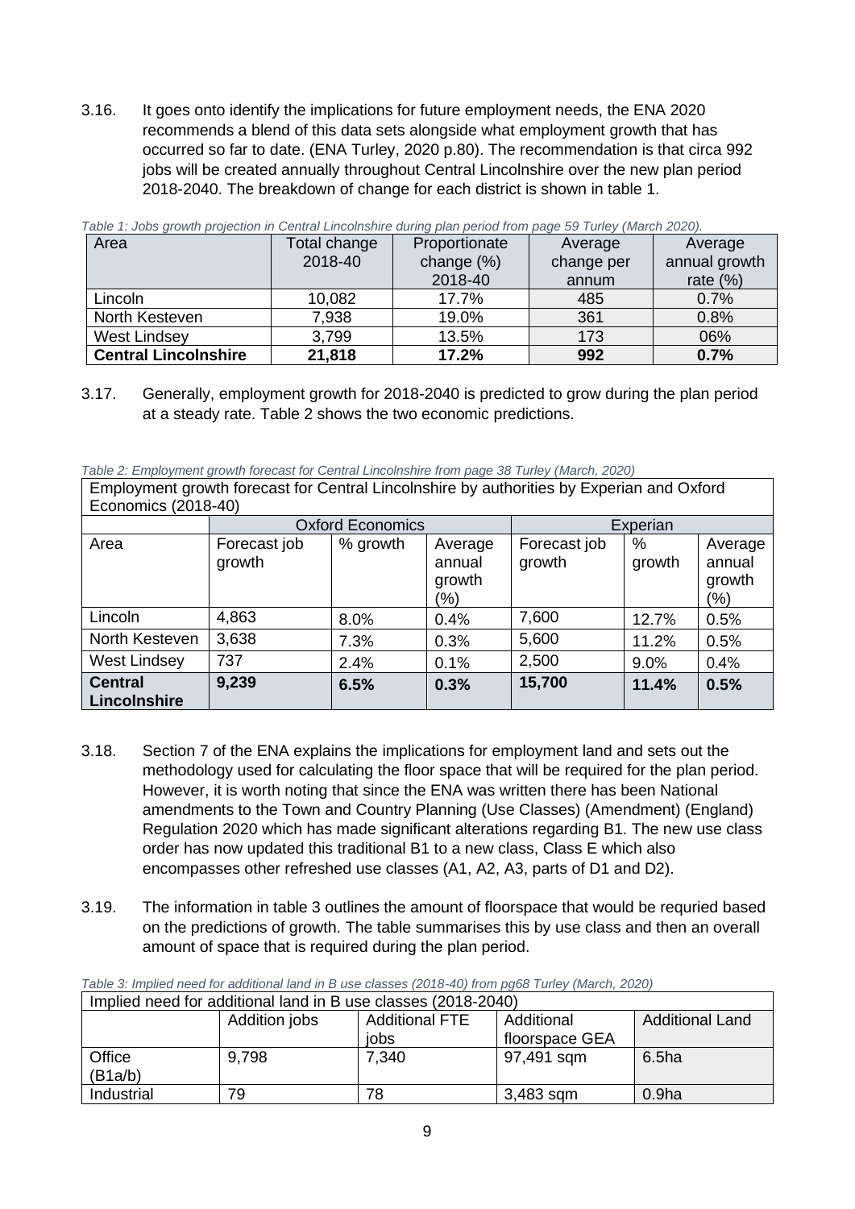3.16. It goes onto identify the implications for future employment needs, the ENA 2020 recommends a blend of this data sets alongside what employment growth that has occurred so far to date. (ENA Turley, 2020 p.80). The recommendation is that circa 992 jobs will be created annually throughout Central Lincolnshire over the new plan period 2018-2040. The breakdown of change for each district is shown in table 1.

*Table 1: Jobs growth projection in Central Lincolnshire during plan period from page 59 Turley (March 2020).*

| Area | Total change 2018-40 | Proportionate change (%) 2018-40 | Average change per annum | Average annual growth rate (%) |
|---|---|---|---|---|
| Lincoln | 10,082 | 17.7% | 485 | 0.7% |
| North Kesteven | 7,938 | 19.0% | 361 | 0.8% |
| West Lindsey | 3,799 | 13.5% | 173 | 06% |
| **Central Lincolnshire** | **21,818** | **17.2%** | **992** | **0.7%** |

3.17. Generally, employment growth for 2018-2040 is predicted to grow during the plan period at a steady rate. Table 2 shows the two economic predictions.

*Table 2: Employment growth forecast for Central Lincolnshire from page 38 Turley (March, 2020)*

| Employment growth forecast for Central Lincolnshire by authorities by Experian and Oxford Economics (2018-40) | | | | | | |
|---|---|---|---|---|---|---|
| | Oxford Economics | | | Experian | | |
| Area | Forecast job growth | % growth | Average annual growth (%) | Forecast job growth | % growth | Average annual growth (%) |
| Lincoln | 4,863 | 8.0% | 0.4% | 7,600 | 12.7% | 0.5% |
| North Kesteven | 3,638 | 7.3% | 0.3% | 5,600 | 11.2% | 0.5% |
| West Lindsey | 737 | 2.4% | 0.1% | 2,500 | 9.0% | 0.4% |
| **Central Lincolnshire** | **9,239** | **6.5%** | **0.3%** | **15,700** | **11.4%** | **0.5%** |

3.18. Section 7 of the ENA explains the implications for employment land and sets out the methodology used for calculating the floor space that will be required for the plan period. However, it is worth noting that since the ENA was written there has been National amendments to the Town and Country Planning (Use Classes) (Amendment) (England) Regulation 2020 which has made significant alterations regarding B1. The new use class order has now updated this traditional B1 to a new class, Class E which also encompasses other refreshed use classes (A1, A2, A3, parts of D1 and D2).

3.19. The information in table 3 outlines the amount of floorspace that would be requried based on the predictions of growth. The table summarises this by use class and then an overall amount of space that is required during the plan period.

*Table 3: Implied need for additional land in B use classes (2018-40) from pg68 Turley (March, 2020)*

| Implied need for additional land in B use classes (2018-2040) | | | | |
|---|---|---|---|---|
| | Addition jobs | Additional FTE jobs | Additional floorspace GEA | Additional Land |
| Office (B1a/b) | 9,798 | 7,340 | 97,491 sqm | 6.5ha |
| Industrial | 79 | 78 | 3,483 sqm | 0.9ha |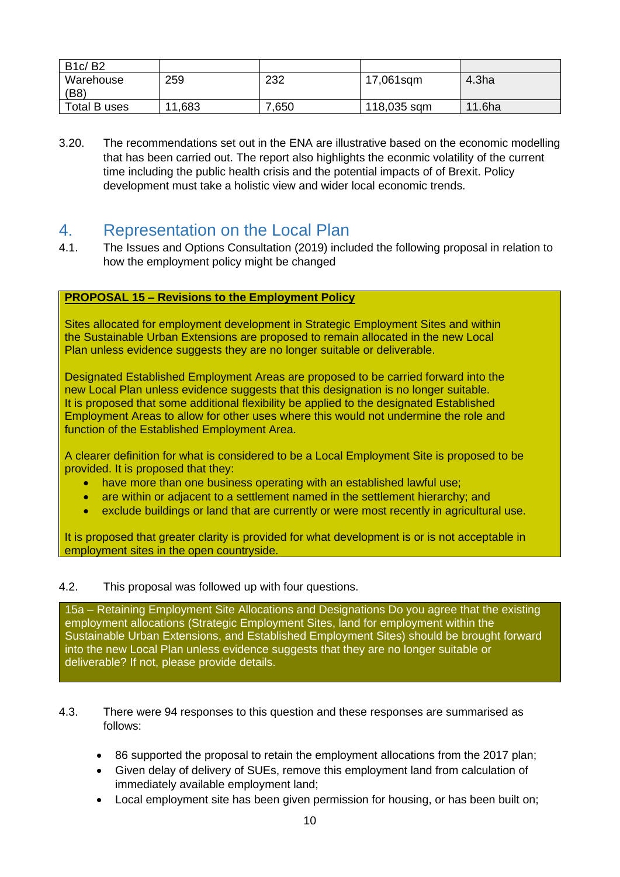| B1c/ B2 | | | | |
|---|---|---|---|---|
| Warehouse (B8) | 259 | 232 | 17,061sqm | 4.3ha |
| Total B uses | 11,683 | 7,650 | 118,035 sqm | 11.6ha |

3.20. The recommendations set out in the ENA are illustrative based on the economic modelling that has been carried out. The report also highlights the econmic volatility of the current time including the public health crisis and the potential impacts of of Brexit. Policy development must take a holistic view and wider local economic trends.

# 4. Representation on the Local Plan

4.1. The Issues and Options Consultation (2019) included the following proposal in relation to how the employment policy might be changed

> **PROPOSAL 15 – Revisions to the Employment Policy**
>
> Sites allocated for employment development in Strategic Employment Sites and within the Sustainable Urban Extensions are proposed to remain allocated in the new Local Plan unless evidence suggests they are no longer suitable or deliverable.
>
> Designated Established Employment Areas are proposed to be carried forward into the new Local Plan unless evidence suggests that this designation is no longer suitable. It is proposed that some additional flexibility be applied to the designated Established Employment Areas to allow for other uses where this would not undermine the role and function of the Established Employment Area.
>
> A clearer definition for what is considered to be a Local Employment Site is proposed to be provided. It is proposed that they:
>
> - have more than one business operating with an established lawful use;
> - are within or adjacent to a settlement named in the settlement hierarchy; and
> - exclude buildings or land that are currently or were most recently in agricultural use.
>
> It is proposed that greater clarity is provided for what development is or is not acceptable in employment sites in the open countryside.

4.2. This proposal was followed up with four questions.

> 15a – Retaining Employment Site Allocations and Designations Do you agree that the existing employment allocations (Strategic Employment Sites, land for employment within the Sustainable Urban Extensions, and Established Employment Sites) should be brought forward into the new Local Plan unless evidence suggests that they are no longer suitable or deliverable? If not, please provide details.

4.3. There were 94 responses to this question and these responses are summarised as follows:

- 86 supported the proposal to retain the employment allocations from the 2017 plan;
- Given delay of delivery of SUEs, remove this employment land from calculation of immediately available employment land;
- Local employment site has been given permission for housing, or has been built on;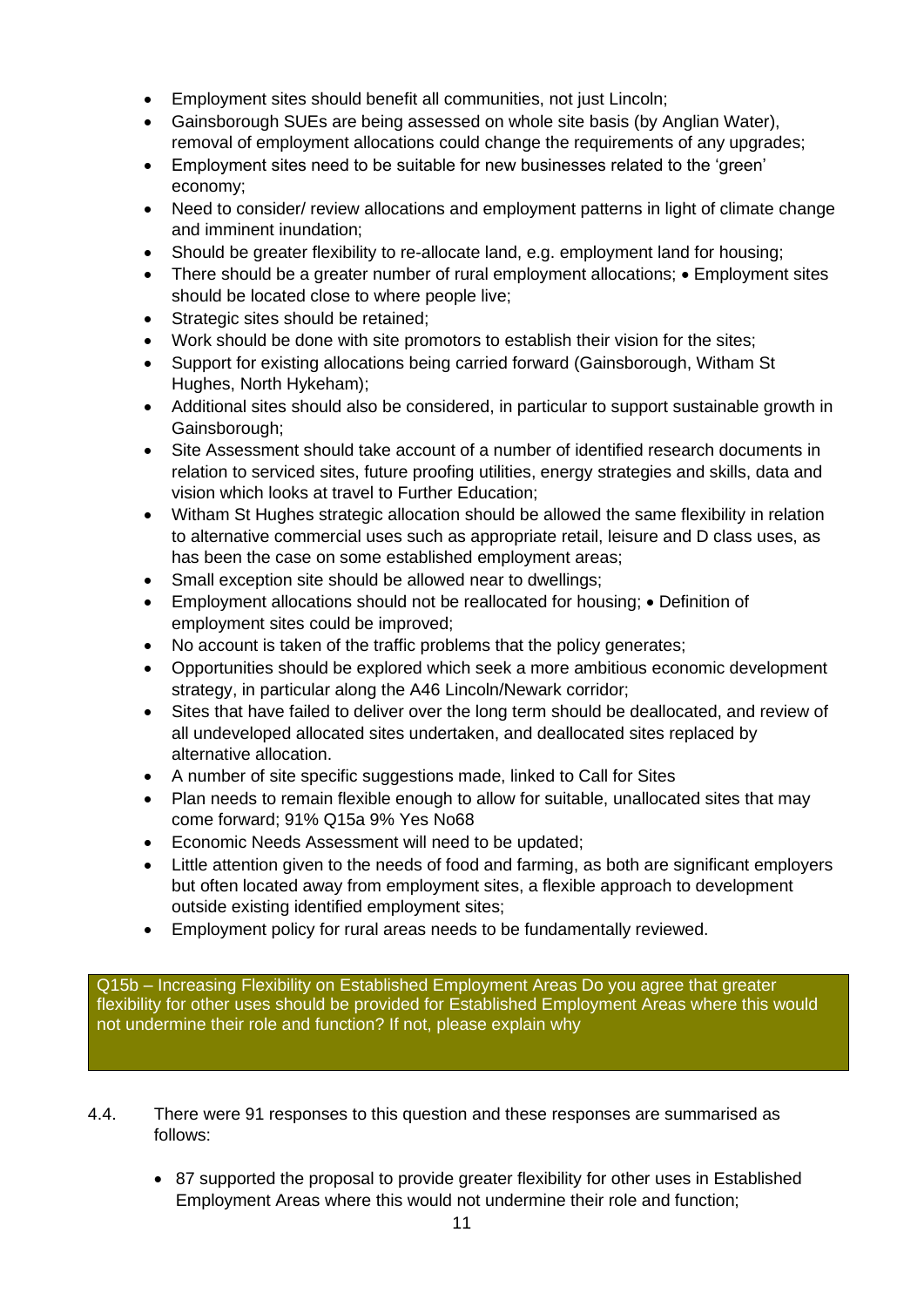- Employment sites should benefit all communities, not just Lincoln;
- Gainsborough SUEs are being assessed on whole site basis (by Anglian Water), removal of employment allocations could change the requirements of any upgrades;
- Employment sites need to be suitable for new businesses related to the 'green' economy;
- Need to consider/ review allocations and employment patterns in light of climate change and imminent inundation;
- Should be greater flexibility to re-allocate land, e.g. employment land for housing;
- There should be a greater number of rural employment allocations; • Employment sites should be located close to where people live;
- Strategic sites should be retained;
- Work should be done with site promotors to establish their vision for the sites;
- Support for existing allocations being carried forward (Gainsborough, Witham St Hughes, North Hykeham);
- Additional sites should also be considered, in particular to support sustainable growth in Gainsborough;
- Site Assessment should take account of a number of identified research documents in relation to serviced sites, future proofing utilities, energy strategies and skills, data and vision which looks at travel to Further Education;
- Witham St Hughes strategic allocation should be allowed the same flexibility in relation to alternative commercial uses such as appropriate retail, leisure and D class uses, as has been the case on some established employment areas;
- Small exception site should be allowed near to dwellings;
- Employment allocations should not be reallocated for housing; • Definition of employment sites could be improved;
- No account is taken of the traffic problems that the policy generates;
- Opportunities should be explored which seek a more ambitious economic development strategy, in particular along the A46 Lincoln/Newark corridor;
- Sites that have failed to deliver over the long term should be deallocated, and review of all undeveloped allocated sites undertaken, and deallocated sites replaced by alternative allocation.
- A number of site specific suggestions made, linked to Call for Sites
- Plan needs to remain flexible enough to allow for suitable, unallocated sites that may come forward; 91% Q15a 9% Yes No68
- Economic Needs Assessment will need to be updated;
- Little attention given to the needs of food and farming, as both are significant employers but often located away from employment sites, a flexible approach to development outside existing identified employment sites;
- Employment policy for rural areas needs to be fundamentally reviewed.

**Q15b – Increasing Flexibility on Established Employment Areas Do you agree that greater flexibility for other uses should be provided for Established Employment Areas where this would not undermine their role and function? If not, please explain why**

4.4. There were 91 responses to this question and these responses are summarised as follows:

- 87 supported the proposal to provide greater flexibility for other uses in Established Employment Areas where this would not undermine their role and function;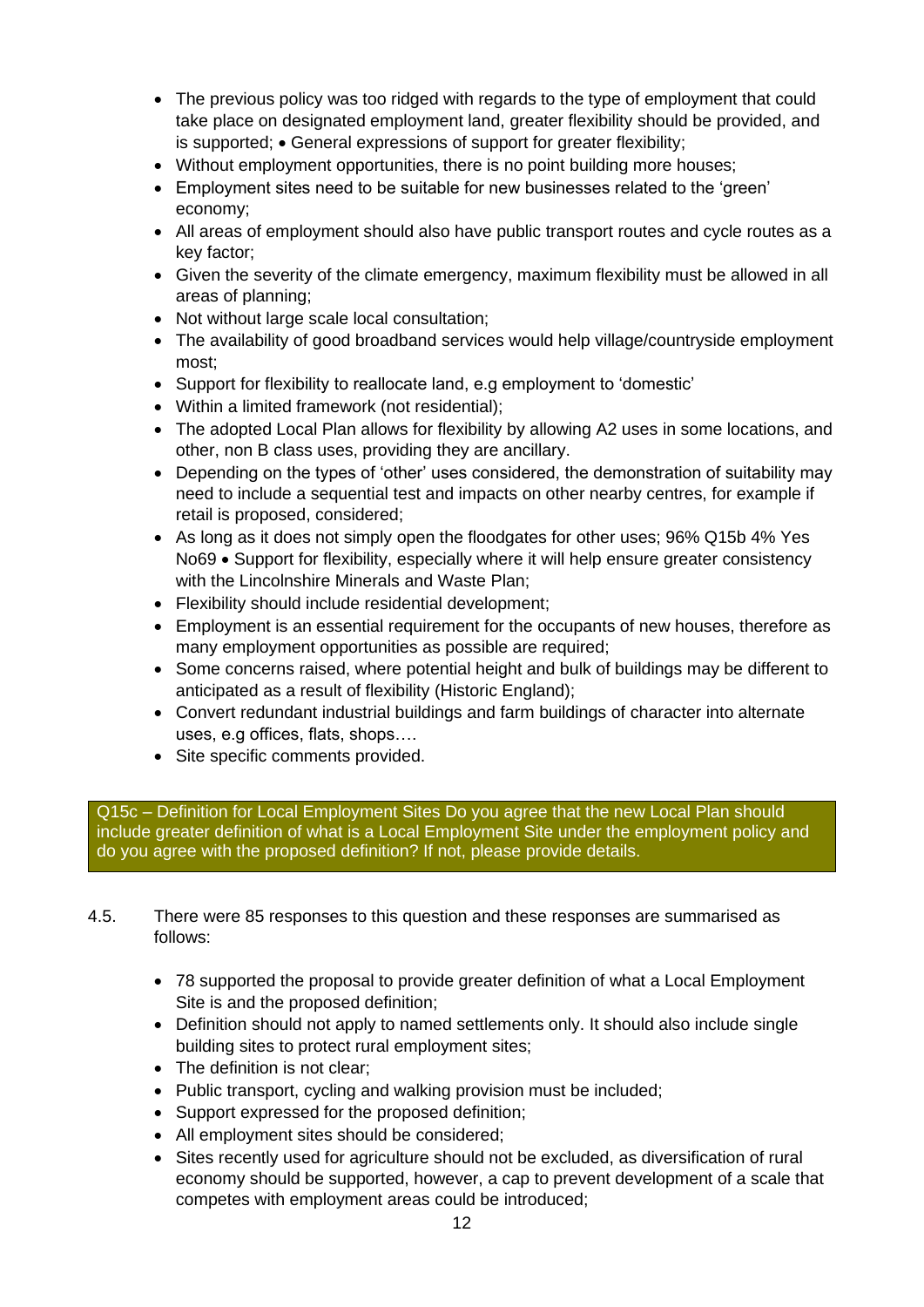- The previous policy was too ridged with regards to the type of employment that could take place on designated employment land, greater flexibility should be provided, and is supported; • General expressions of support for greater flexibility;
- Without employment opportunities, there is no point building more houses;
- Employment sites need to be suitable for new businesses related to the 'green' economy;
- All areas of employment should also have public transport routes and cycle routes as a key factor;
- Given the severity of the climate emergency, maximum flexibility must be allowed in all areas of planning;
- Not without large scale local consultation;
- The availability of good broadband services would help village/countryside employment most;
- Support for flexibility to reallocate land, e.g employment to 'domestic'
- Within a limited framework (not residential);
- The adopted Local Plan allows for flexibility by allowing A2 uses in some locations, and other, non B class uses, providing they are ancillary.
- Depending on the types of 'other' uses considered, the demonstration of suitability may need to include a sequential test and impacts on other nearby centres, for example if retail is proposed, considered;
- As long as it does not simply open the floodgates for other uses; 96% Q15b 4% Yes No69 • Support for flexibility, especially where it will help ensure greater consistency with the Lincolnshire Minerals and Waste Plan;
- Flexibility should include residential development;
- Employment is an essential requirement for the occupants of new houses, therefore as many employment opportunities as possible are required;
- Some concerns raised, where potential height and bulk of buildings may be different to anticipated as a result of flexibility (Historic England);
- Convert redundant industrial buildings and farm buildings of character into alternate uses, e.g offices, flats, shops….
- Site specific comments provided.

**Q15c – Definition for Local Employment Sites Do you agree that the new Local Plan should include greater definition of what is a Local Employment Site under the employment policy and do you agree with the proposed definition? If not, please provide details.**

4.5. There were 85 responses to this question and these responses are summarised as follows:

- 78 supported the proposal to provide greater definition of what a Local Employment Site is and the proposed definition;
- Definition should not apply to named settlements only. It should also include single building sites to protect rural employment sites;
- The definition is not clear;
- Public transport, cycling and walking provision must be included;
- Support expressed for the proposed definition;
- All employment sites should be considered;
- Sites recently used for agriculture should not be excluded, as diversification of rural economy should be supported, however, a cap to prevent development of a scale that competes with employment areas could be introduced;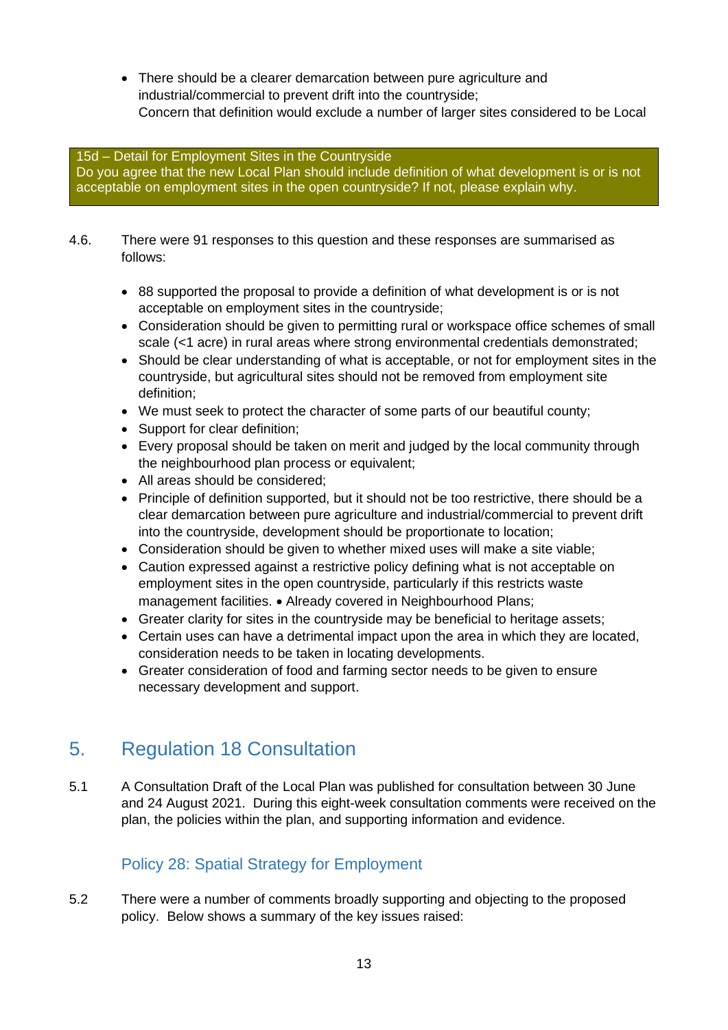- There should be a clearer demarcation between pure agriculture and industrial/commercial to prevent drift into the countryside;
  Concern that definition would exclude a number of larger sites considered to be Local

**15d – Detail for Employment Sites in the Countryside**
Do you agree that the new Local Plan should include definition of what development is or is not acceptable on employment sites in the open countryside? If not, please explain why.

4.6. There were 91 responses to this question and these responses are summarised as follows:

- 88 supported the proposal to provide a definition of what development is or is not acceptable on employment sites in the countryside;
- Consideration should be given to permitting rural or workspace office schemes of small scale (<1 acre) in rural areas where strong environmental credentials demonstrated;
- Should be clear understanding of what is acceptable, or not for employment sites in the countryside, but agricultural sites should not be removed from employment site definition;
- We must seek to protect the character of some parts of our beautiful county;
- Support for clear definition;
- Every proposal should be taken on merit and judged by the local community through the neighbourhood plan process or equivalent;
- All areas should be considered;
- Principle of definition supported, but it should not be too restrictive, there should be a clear demarcation between pure agriculture and industrial/commercial to prevent drift into the countryside, development should be proportionate to location;
- Consideration should be given to whether mixed uses will make a site viable;
- Caution expressed against a restrictive policy defining what is not acceptable on employment sites in the open countryside, particularly if this restricts waste management facilities. • Already covered in Neighbourhood Plans;
- Greater clarity for sites in the countryside may be beneficial to heritage assets;
- Certain uses can have a detrimental impact upon the area in which they are located, consideration needs to be taken in locating developments.
- Greater consideration of food and farming sector needs to be given to ensure necessary development and support.

## 5. Regulation 18 Consultation

5.1 A Consultation Draft of the Local Plan was published for consultation between 30 June and 24 August 2021. During this eight-week consultation comments were received on the plan, the policies within the plan, and supporting information and evidence.

### Policy 28: Spatial Strategy for Employment

5.2 There were a number of comments broadly supporting and objecting to the proposed policy. Below shows a summary of the key issues raised: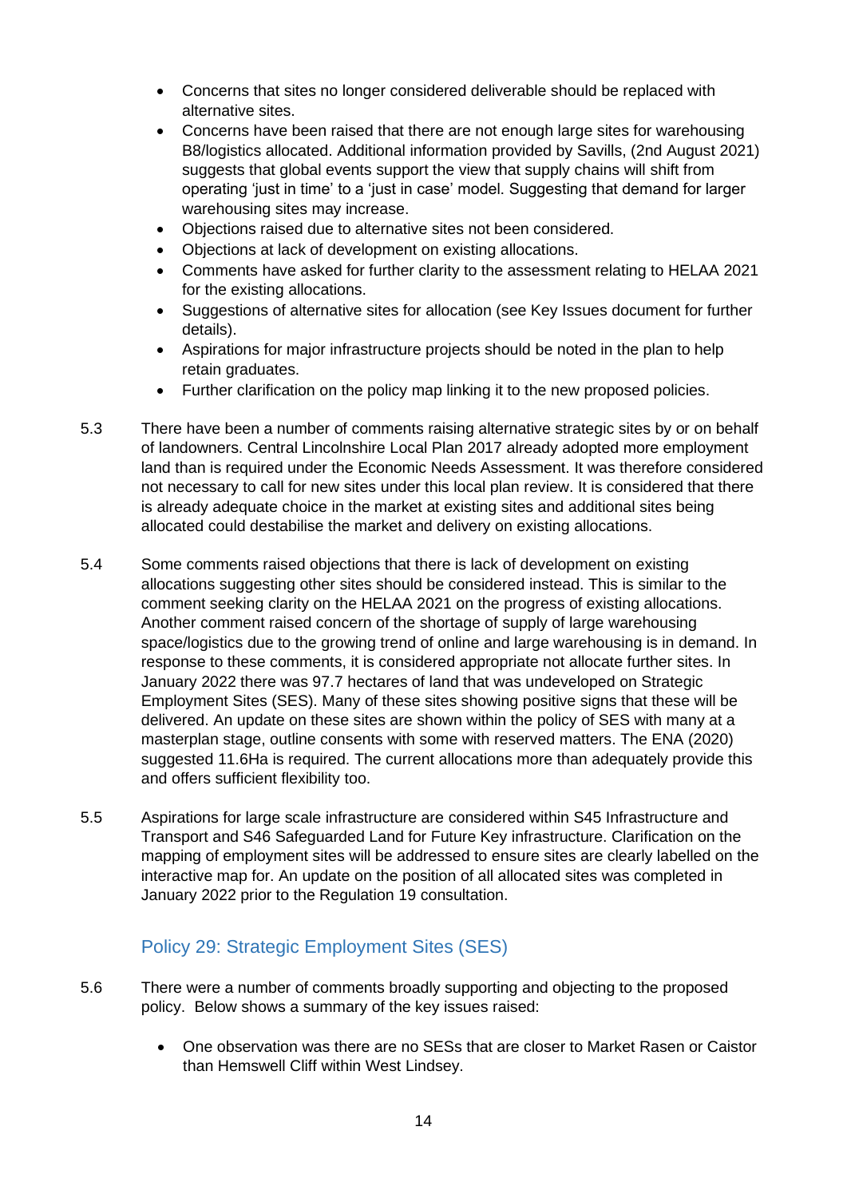- Concerns that sites no longer considered deliverable should be replaced with alternative sites.
- Concerns have been raised that there are not enough large sites for warehousing B8/logistics allocated. Additional information provided by Savills, (2nd August 2021) suggests that global events support the view that supply chains will shift from operating 'just in time' to a 'just in case' model. Suggesting that demand for larger warehousing sites may increase.
- Objections raised due to alternative sites not been considered.
- Objections at lack of development on existing allocations.
- Comments have asked for further clarity to the assessment relating to HELAA 2021 for the existing allocations.
- Suggestions of alternative sites for allocation (see Key Issues document for further details).
- Aspirations for major infrastructure projects should be noted in the plan to help retain graduates.
- Further clarification on the policy map linking it to the new proposed policies.

5.3 There have been a number of comments raising alternative strategic sites by or on behalf of landowners. Central Lincolnshire Local Plan 2017 already adopted more employment land than is required under the Economic Needs Assessment. It was therefore considered not necessary to call for new sites under this local plan review. It is considered that there is already adequate choice in the market at existing sites and additional sites being allocated could destabilise the market and delivery on existing allocations.

5.4 Some comments raised objections that there is lack of development on existing allocations suggesting other sites should be considered instead. This is similar to the comment seeking clarity on the HELAA 2021 on the progress of existing allocations. Another comment raised concern of the shortage of supply of large warehousing space/logistics due to the growing trend of online and large warehousing is in demand. In response to these comments, it is considered appropriate not allocate further sites. In January 2022 there was 97.7 hectares of land that was undeveloped on Strategic Employment Sites (SES). Many of these sites showing positive signs that these will be delivered. An update on these sites are shown within the policy of SES with many at a masterplan stage, outline consents with some with reserved matters. The ENA (2020) suggested 11.6Ha is required. The current allocations more than adequately provide this and offers sufficient flexibility too.

5.5 Aspirations for large scale infrastructure are considered within S45 Infrastructure and Transport and S46 Safeguarded Land for Future Key infrastructure. Clarification on the mapping of employment sites will be addressed to ensure sites are clearly labelled on the interactive map for. An update on the position of all allocated sites was completed in January 2022 prior to the Regulation 19 consultation.

## Policy 29: Strategic Employment Sites (SES)

5.6 There were a number of comments broadly supporting and objecting to the proposed policy. Below shows a summary of the key issues raised:

- One observation was there are no SESs that are closer to Market Rasen or Caistor than Hemswell Cliff within West Lindsey.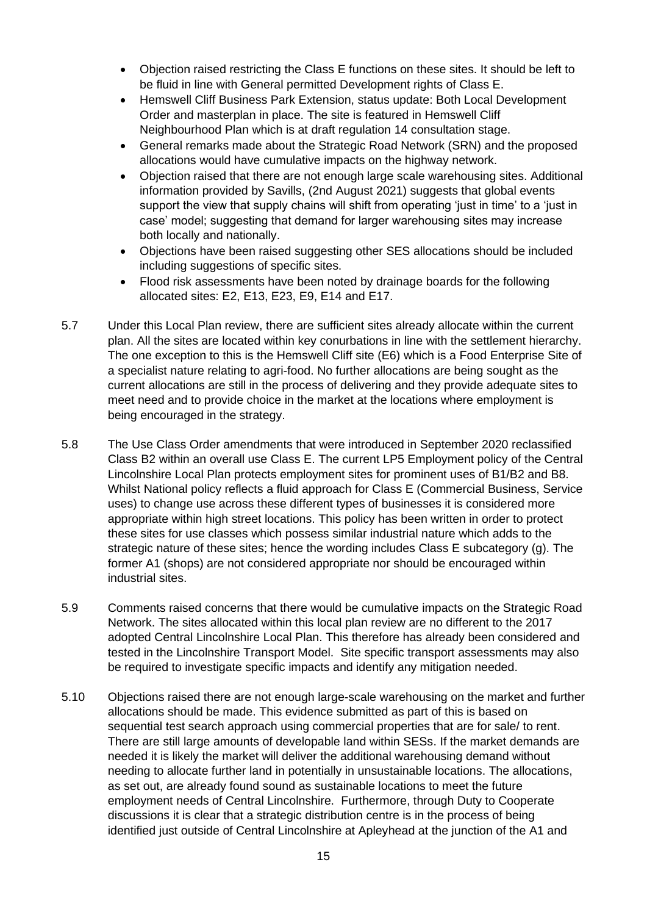- Objection raised restricting the Class E functions on these sites. It should be left to be fluid in line with General permitted Development rights of Class E.
- Hemswell Cliff Business Park Extension, status update: Both Local Development Order and masterplan in place. The site is featured in Hemswell Cliff Neighbourhood Plan which is at draft regulation 14 consultation stage.
- General remarks made about the Strategic Road Network (SRN) and the proposed allocations would have cumulative impacts on the highway network.
- Objection raised that there are not enough large scale warehousing sites. Additional information provided by Savills, (2nd August 2021) suggests that global events support the view that supply chains will shift from operating 'just in time' to a 'just in case' model; suggesting that demand for larger warehousing sites may increase both locally and nationally.
- Objections have been raised suggesting other SES allocations should be included including suggestions of specific sites.
- Flood risk assessments have been noted by drainage boards for the following allocated sites: E2, E13, E23, E9, E14 and E17.

5.7 Under this Local Plan review, there are sufficient sites already allocate within the current plan. All the sites are located within key conurbations in line with the settlement hierarchy. The one exception to this is the Hemswell Cliff site (E6) which is a Food Enterprise Site of a specialist nature relating to agri-food. No further allocations are being sought as the current allocations are still in the process of delivering and they provide adequate sites to meet need and to provide choice in the market at the locations where employment is being encouraged in the strategy.

5.8 The Use Class Order amendments that were introduced in September 2020 reclassified Class B2 within an overall use Class E. The current LP5 Employment policy of the Central Lincolnshire Local Plan protects employment sites for prominent uses of B1/B2 and B8. Whilst National policy reflects a fluid approach for Class E (Commercial Business, Service uses) to change use across these different types of businesses it is considered more appropriate within high street locations. This policy has been written in order to protect these sites for use classes which possess similar industrial nature which adds to the strategic nature of these sites; hence the wording includes Class E subcategory (g). The former A1 (shops) are not considered appropriate nor should be encouraged within industrial sites.

5.9 Comments raised concerns that there would be cumulative impacts on the Strategic Road Network. The sites allocated within this local plan review are no different to the 2017 adopted Central Lincolnshire Local Plan. This therefore has already been considered and tested in the Lincolnshire Transport Model. Site specific transport assessments may also be required to investigate specific impacts and identify any mitigation needed.

5.10 Objections raised there are not enough large-scale warehousing on the market and further allocations should be made. This evidence submitted as part of this is based on sequential test search approach using commercial properties that are for sale/ to rent. There are still large amounts of developable land within SESs. If the market demands are needed it is likely the market will deliver the additional warehousing demand without needing to allocate further land in potentially in unsustainable locations. The allocations, as set out, are already found sound as sustainable locations to meet the future employment needs of Central Lincolnshire. Furthermore, through Duty to Cooperate discussions it is clear that a strategic distribution centre is in the process of being identified just outside of Central Lincolnshire at Apleyhead at the junction of the A1 and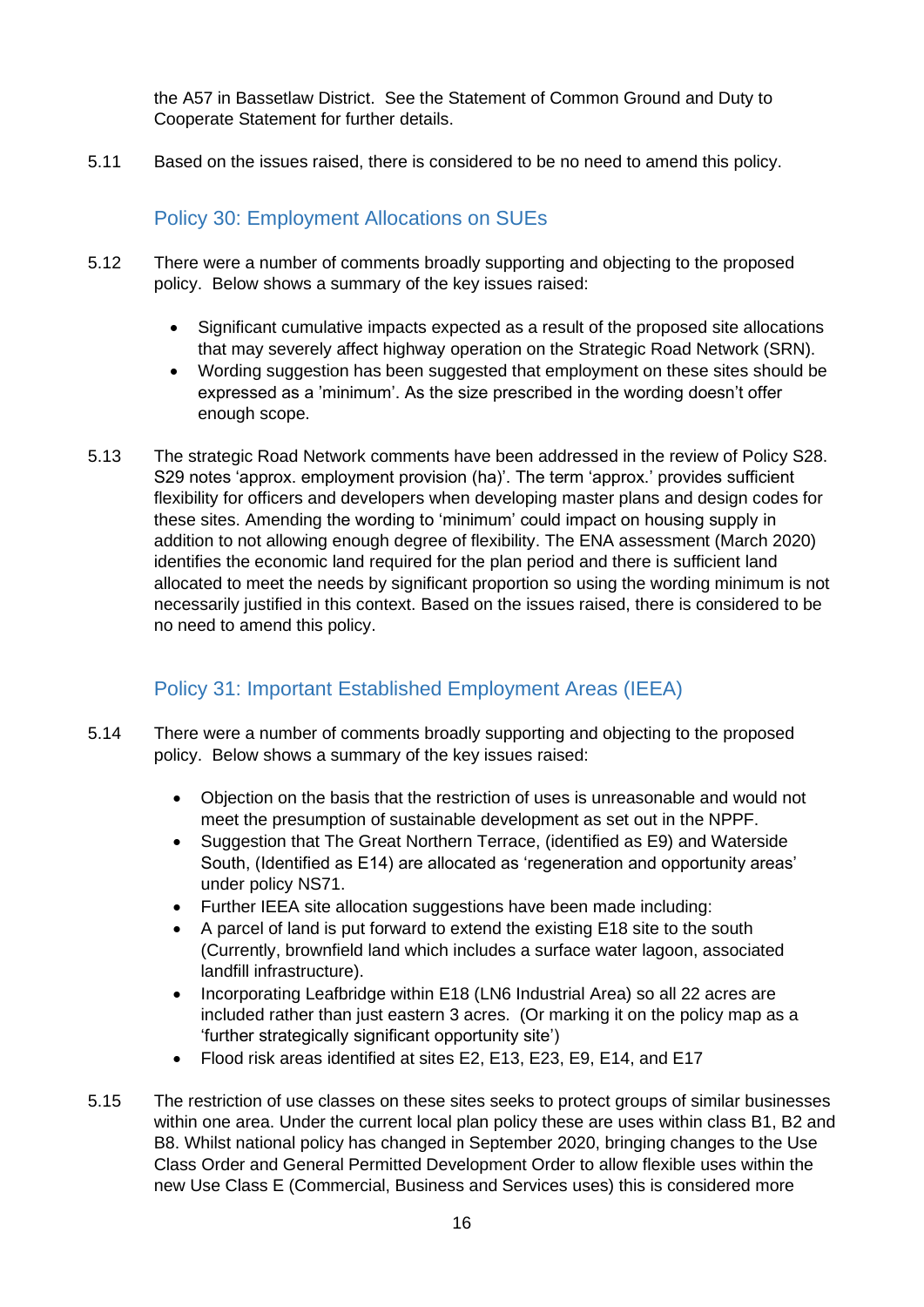the A57 in Bassetlaw District. See the Statement of Common Ground and Duty to Cooperate Statement for further details.

5.11 Based on the issues raised, there is considered to be no need to amend this policy.

## Policy 30: Employment Allocations on SUEs

5.12 There were a number of comments broadly supporting and objecting to the proposed policy. Below shows a summary of the key issues raised:

- Significant cumulative impacts expected as a result of the proposed site allocations that may severely affect highway operation on the Strategic Road Network (SRN).
- Wording suggestion has been suggested that employment on these sites should be expressed as a 'minimum'. As the size prescribed in the wording doesn't offer enough scope.

5.13 The strategic Road Network comments have been addressed in the review of Policy S28. S29 notes 'approx. employment provision (ha)'. The term 'approx.' provides sufficient flexibility for officers and developers when developing master plans and design codes for these sites. Amending the wording to 'minimum' could impact on housing supply in addition to not allowing enough degree of flexibility. The ENA assessment (March 2020) identifies the economic land required for the plan period and there is sufficient land allocated to meet the needs by significant proportion so using the wording minimum is not necessarily justified in this context. Based on the issues raised, there is considered to be no need to amend this policy.

## Policy 31: Important Established Employment Areas (IEEA)

5.14 There were a number of comments broadly supporting and objecting to the proposed policy. Below shows a summary of the key issues raised:

- Objection on the basis that the restriction of uses is unreasonable and would not meet the presumption of sustainable development as set out in the NPPF.
- Suggestion that The Great Northern Terrace, (identified as E9) and Waterside South, (Identified as E14) are allocated as 'regeneration and opportunity areas' under policy NS71.
- Further IEEA site allocation suggestions have been made including:
- A parcel of land is put forward to extend the existing E18 site to the south (Currently, brownfield land which includes a surface water lagoon, associated landfill infrastructure).
- Incorporating Leafbridge within E18 (LN6 Industrial Area) so all 22 acres are included rather than just eastern 3 acres. (Or marking it on the policy map as a 'further strategically significant opportunity site')
- Flood risk areas identified at sites E2, E13, E23, E9, E14, and E17

5.15 The restriction of use classes on these sites seeks to protect groups of similar businesses within one area. Under the current local plan policy these are uses within class B1, B2 and B8. Whilst national policy has changed in September 2020, bringing changes to the Use Class Order and General Permitted Development Order to allow flexible uses within the new Use Class E (Commercial, Business and Services uses) this is considered more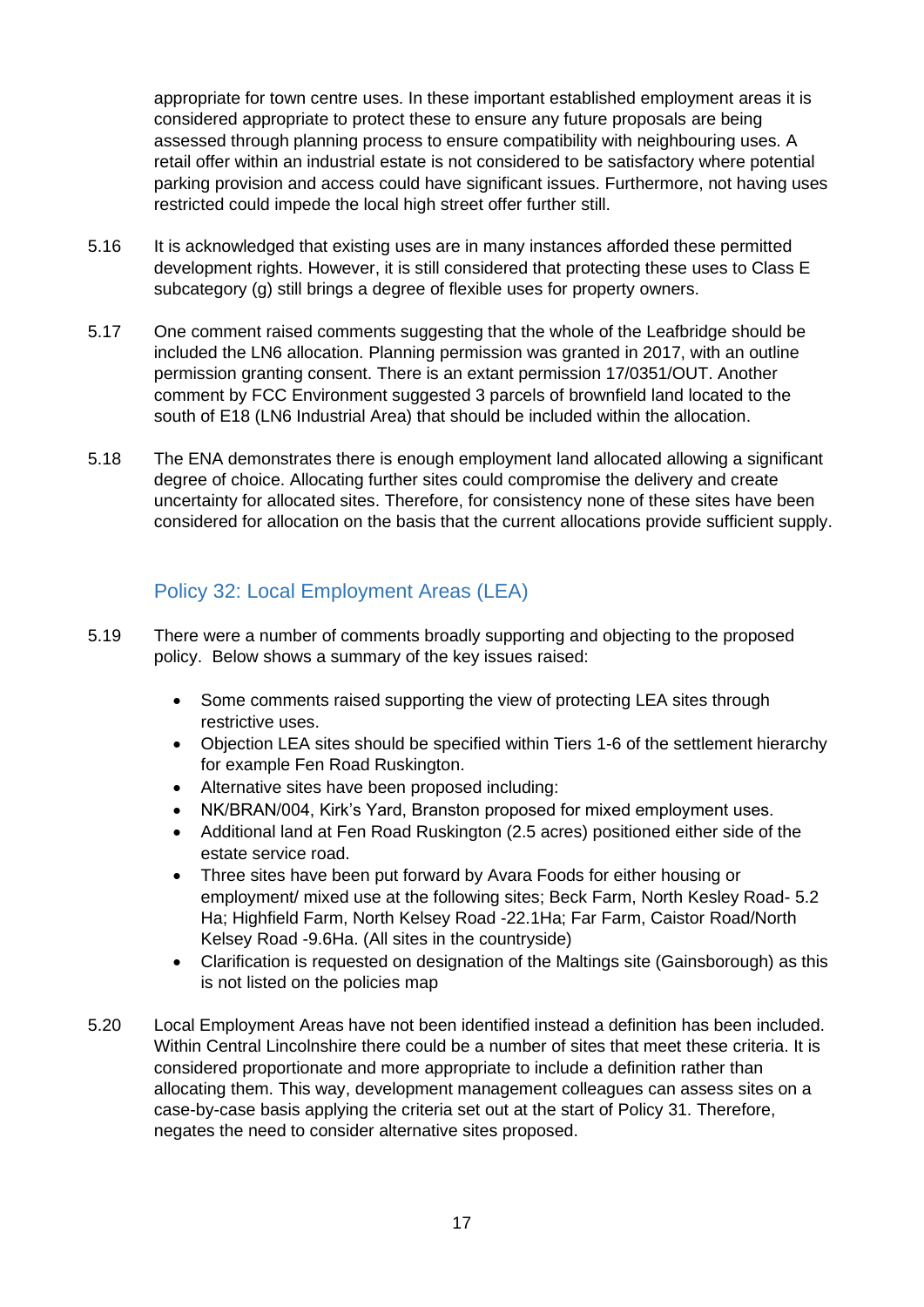appropriate for town centre uses. In these important established employment areas it is considered appropriate to protect these to ensure any future proposals are being assessed through planning process to ensure compatibility with neighbouring uses. A retail offer within an industrial estate is not considered to be satisfactory where potential parking provision and access could have significant issues. Furthermore, not having uses restricted could impede the local high street offer further still.

5.16 It is acknowledged that existing uses are in many instances afforded these permitted development rights. However, it is still considered that protecting these uses to Class E subcategory (g) still brings a degree of flexible uses for property owners.

5.17 One comment raised comments suggesting that the whole of the Leafbridge should be included the LN6 allocation. Planning permission was granted in 2017, with an outline permission granting consent. There is an extant permission 17/0351/OUT. Another comment by FCC Environment suggested 3 parcels of brownfield land located to the south of E18 (LN6 Industrial Area) that should be included within the allocation.

5.18 The ENA demonstrates there is enough employment land allocated allowing a significant degree of choice. Allocating further sites could compromise the delivery and create uncertainty for allocated sites. Therefore, for consistency none of these sites have been considered for allocation on the basis that the current allocations provide sufficient supply.

## Policy 32: Local Employment Areas (LEA)

5.19 There were a number of comments broadly supporting and objecting to the proposed policy. Below shows a summary of the key issues raised:

- Some comments raised supporting the view of protecting LEA sites through restrictive uses.
- Objection LEA sites should be specified within Tiers 1-6 of the settlement hierarchy for example Fen Road Ruskington.
- Alternative sites have been proposed including:
- NK/BRAN/004, Kirk's Yard, Branston proposed for mixed employment uses.
- Additional land at Fen Road Ruskington (2.5 acres) positioned either side of the estate service road.
- Three sites have been put forward by Avara Foods for either housing or employment/ mixed use at the following sites; Beck Farm, North Kesley Road- 5.2 Ha; Highfield Farm, North Kelsey Road -22.1Ha; Far Farm, Caistor Road/North Kelsey Road -9.6Ha. (All sites in the countryside)
- Clarification is requested on designation of the Maltings site (Gainsborough) as this is not listed on the policies map

5.20 Local Employment Areas have not been identified instead a definition has been included. Within Central Lincolnshire there could be a number of sites that meet these criteria. It is considered proportionate and more appropriate to include a definition rather than allocating them. This way, development management colleagues can assess sites on a case-by-case basis applying the criteria set out at the start of Policy 31. Therefore, negates the need to consider alternative sites proposed.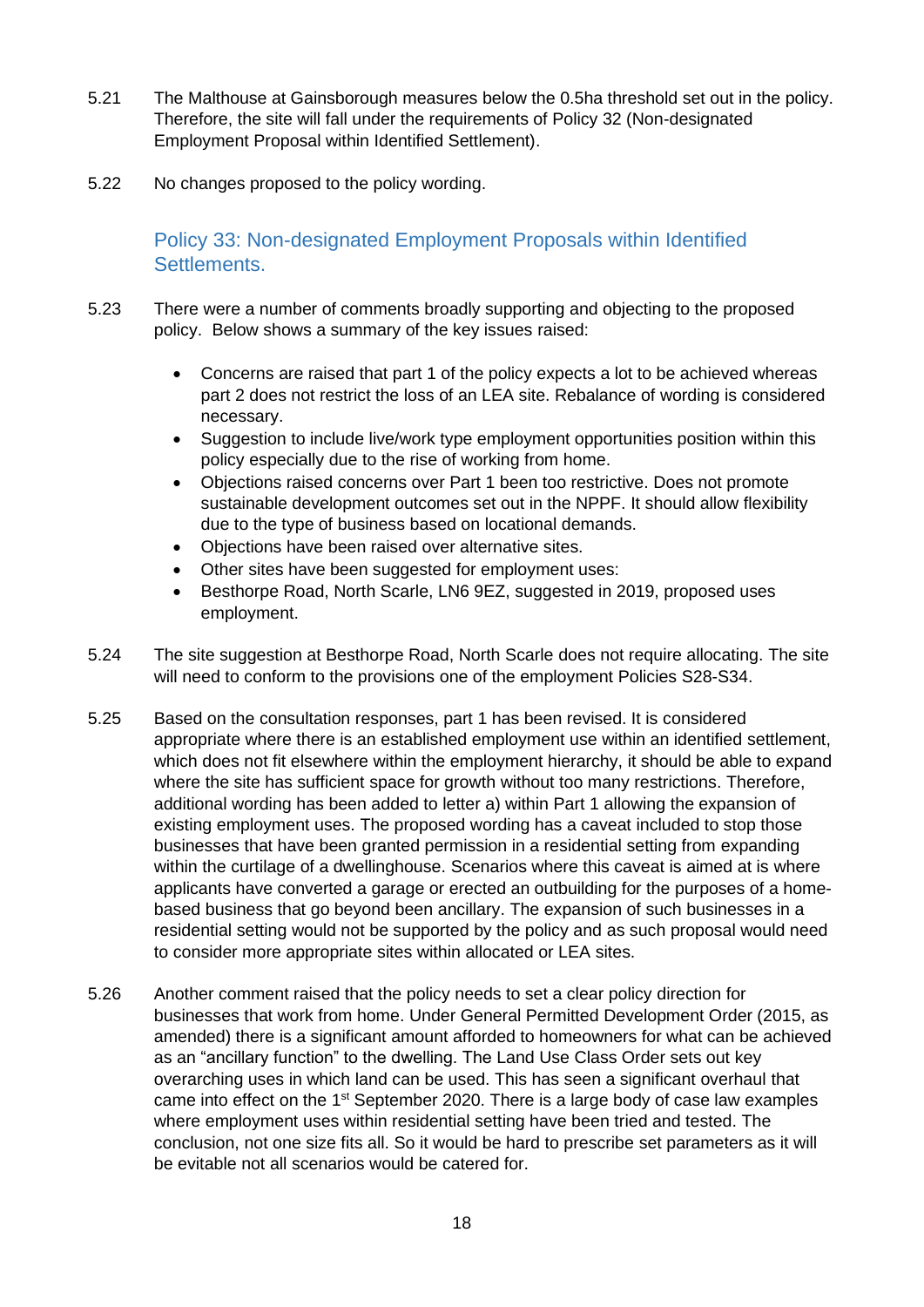5.21 The Malthouse at Gainsborough measures below the 0.5ha threshold set out in the policy. Therefore, the site will fall under the requirements of Policy 32 (Non-designated Employment Proposal within Identified Settlement).

5.22 No changes proposed to the policy wording.

## Policy 33: Non-designated Employment Proposals within Identified Settlements.

5.23 There were a number of comments broadly supporting and objecting to the proposed policy. Below shows a summary of the key issues raised:

- Concerns are raised that part 1 of the policy expects a lot to be achieved whereas part 2 does not restrict the loss of an LEA site. Rebalance of wording is considered necessary.
- Suggestion to include live/work type employment opportunities position within this policy especially due to the rise of working from home.
- Objections raised concerns over Part 1 been too restrictive. Does not promote sustainable development outcomes set out in the NPPF. It should allow flexibility due to the type of business based on locational demands.
- Objections have been raised over alternative sites.
- Other sites have been suggested for employment uses:
- Besthorpe Road, North Scarle, LN6 9EZ, suggested in 2019, proposed uses employment.

5.24 The site suggestion at Besthorpe Road, North Scarle does not require allocating. The site will need to conform to the provisions one of the employment Policies S28-S34.

5.25 Based on the consultation responses, part 1 has been revised. It is considered appropriate where there is an established employment use within an identified settlement, which does not fit elsewhere within the employment hierarchy, it should be able to expand where the site has sufficient space for growth without too many restrictions. Therefore, additional wording has been added to letter a) within Part 1 allowing the expansion of existing employment uses. The proposed wording has a caveat included to stop those businesses that have been granted permission in a residential setting from expanding within the curtilage of a dwellinghouse. Scenarios where this caveat is aimed at is where applicants have converted a garage or erected an outbuilding for the purposes of a home-based business that go beyond been ancillary. The expansion of such businesses in a residential setting would not be supported by the policy and as such proposal would need to consider more appropriate sites within allocated or LEA sites.

5.26 Another comment raised that the policy needs to set a clear policy direction for businesses that work from home. Under General Permitted Development Order (2015, as amended) there is a significant amount afforded to homeowners for what can be achieved as an "ancillary function" to the dwelling. The Land Use Class Order sets out key overarching uses in which land can be used. This has seen a significant overhaul that came into effect on the 1st September 2020. There is a large body of case law examples where employment uses within residential setting have been tried and tested. The conclusion, not one size fits all. So it would be hard to prescribe set parameters as it will be evitable not all scenarios would be catered for.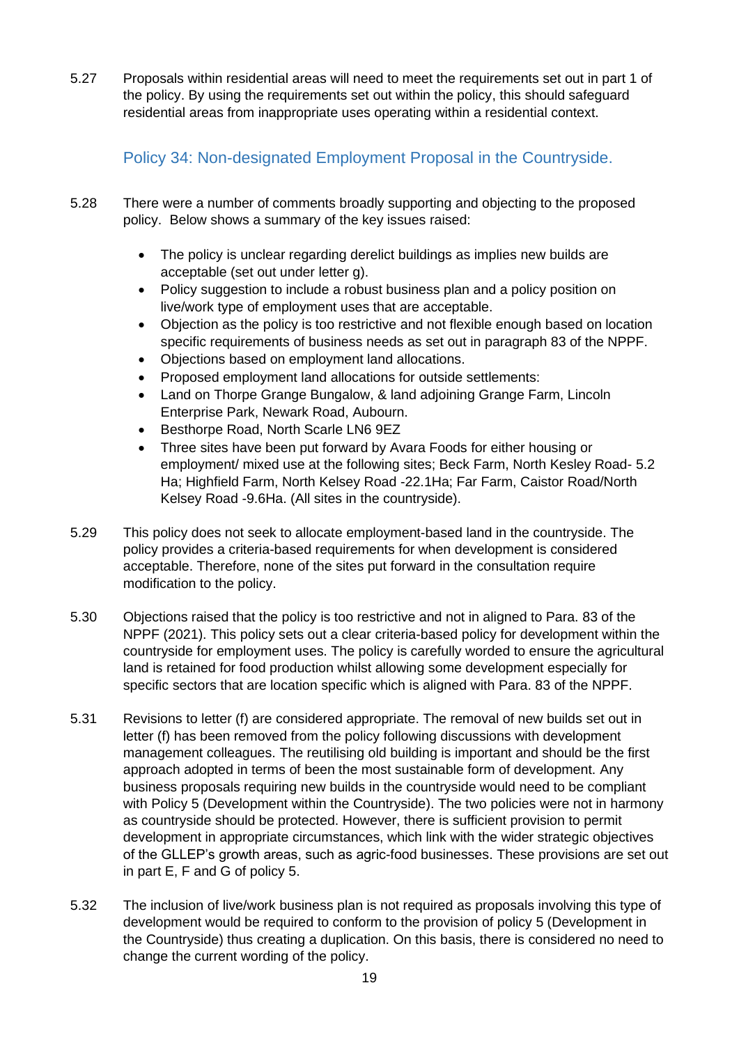5.27 Proposals within residential areas will need to meet the requirements set out in part 1 of the policy. By using the requirements set out within the policy, this should safeguard residential areas from inappropriate uses operating within a residential context.

### Policy 34: Non-designated Employment Proposal in the Countryside.

5.28 There were a number of comments broadly supporting and objecting to the proposed policy. Below shows a summary of the key issues raised:

- The policy is unclear regarding derelict buildings as implies new builds are acceptable (set out under letter g).
- Policy suggestion to include a robust business plan and a policy position on live/work type of employment uses that are acceptable.
- Objection as the policy is too restrictive and not flexible enough based on location specific requirements of business needs as set out in paragraph 83 of the NPPF.
- Objections based on employment land allocations.
- Proposed employment land allocations for outside settlements:
- Land on Thorpe Grange Bungalow, & land adjoining Grange Farm, Lincoln Enterprise Park, Newark Road, Aubourn.
- Besthorpe Road, North Scarle LN6 9EZ
- Three sites have been put forward by Avara Foods for either housing or employment/ mixed use at the following sites; Beck Farm, North Kesley Road- 5.2 Ha; Highfield Farm, North Kelsey Road -22.1Ha; Far Farm, Caistor Road/North Kelsey Road -9.6Ha. (All sites in the countryside).

5.29 This policy does not seek to allocate employment-based land in the countryside. The policy provides a criteria-based requirements for when development is considered acceptable. Therefore, none of the sites put forward in the consultation require modification to the policy.

5.30 Objections raised that the policy is too restrictive and not in aligned to Para. 83 of the NPPF (2021). This policy sets out a clear criteria-based policy for development within the countryside for employment uses. The policy is carefully worded to ensure the agricultural land is retained for food production whilst allowing some development especially for specific sectors that are location specific which is aligned with Para. 83 of the NPPF.

5.31 Revisions to letter (f) are considered appropriate. The removal of new builds set out in letter (f) has been removed from the policy following discussions with development management colleagues. The reutilising old building is important and should be the first approach adopted in terms of been the most sustainable form of development. Any business proposals requiring new builds in the countryside would need to be compliant with Policy 5 (Development within the Countryside). The two policies were not in harmony as countryside should be protected. However, there is sufficient provision to permit development in appropriate circumstances, which link with the wider strategic objectives of the GLLEP's growth areas, such as agric-food businesses. These provisions are set out in part E, F and G of policy 5.

5.32 The inclusion of live/work business plan is not required as proposals involving this type of development would be required to conform to the provision of policy 5 (Development in the Countryside) thus creating a duplication. On this basis, there is considered no need to change the current wording of the policy.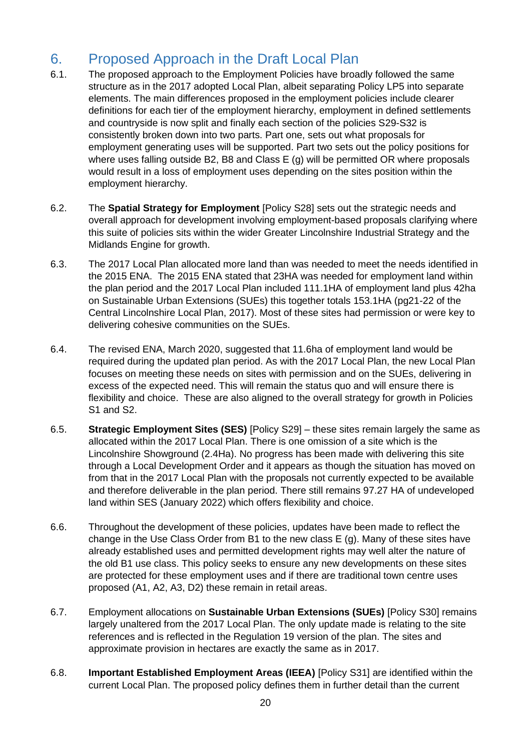# 6. Proposed Approach in the Draft Local Plan

6.1. The proposed approach to the Employment Policies have broadly followed the same structure as in the 2017 adopted Local Plan, albeit separating Policy LP5 into separate elements. The main differences proposed in the employment policies include clearer definitions for each tier of the employment hierarchy, employment in defined settlements and countryside is now split and finally each section of the policies S29-S32 is consistently broken down into two parts. Part one, sets out what proposals for employment generating uses will be supported. Part two sets out the policy positions for where uses falling outside B2, B8 and Class E (g) will be permitted OR where proposals would result in a loss of employment uses depending on the sites position within the employment hierarchy.

6.2. The **Spatial Strategy for Employment** [Policy S28] sets out the strategic needs and overall approach for development involving employment-based proposals clarifying where this suite of policies sits within the wider Greater Lincolnshire Industrial Strategy and the Midlands Engine for growth.

6.3. The 2017 Local Plan allocated more land than was needed to meet the needs identified in the 2015 ENA. The 2015 ENA stated that 23HA was needed for employment land within the plan period and the 2017 Local Plan included 111.1HA of employment land plus 42ha on Sustainable Urban Extensions (SUEs) this together totals 153.1HA (pg21-22 of the Central Lincolnshire Local Plan, 2017). Most of these sites had permission or were key to delivering cohesive communities on the SUEs.

6.4. The revised ENA, March 2020, suggested that 11.6ha of employment land would be required during the updated plan period. As with the 2017 Local Plan, the new Local Plan focuses on meeting these needs on sites with permission and on the SUEs, delivering in excess of the expected need. This will remain the status quo and will ensure there is flexibility and choice. These are also aligned to the overall strategy for growth in Policies S1 and S2.

6.5. **Strategic Employment Sites (SES)** [Policy S29] – these sites remain largely the same as allocated within the 2017 Local Plan. There is one omission of a site which is the Lincolnshire Showground (2.4Ha). No progress has been made with delivering this site through a Local Development Order and it appears as though the situation has moved on from that in the 2017 Local Plan with the proposals not currently expected to be available and therefore deliverable in the plan period. There still remains 97.27 HA of undeveloped land within SES (January 2022) which offers flexibility and choice.

6.6. Throughout the development of these policies, updates have been made to reflect the change in the Use Class Order from B1 to the new class E (g). Many of these sites have already established uses and permitted development rights may well alter the nature of the old B1 use class. This policy seeks to ensure any new developments on these sites are protected for these employment uses and if there are traditional town centre uses proposed (A1, A2, A3, D2) these remain in retail areas.

6.7. Employment allocations on **Sustainable Urban Extensions (SUEs)** [Policy S30] remains largely unaltered from the 2017 Local Plan. The only update made is relating to the site references and is reflected in the Regulation 19 version of the plan. The sites and approximate provision in hectares are exactly the same as in 2017.

6.8. **Important Established Employment Areas (IEEA)** [Policy S31] are identified within the current Local Plan. The proposed policy defines them in further detail than the current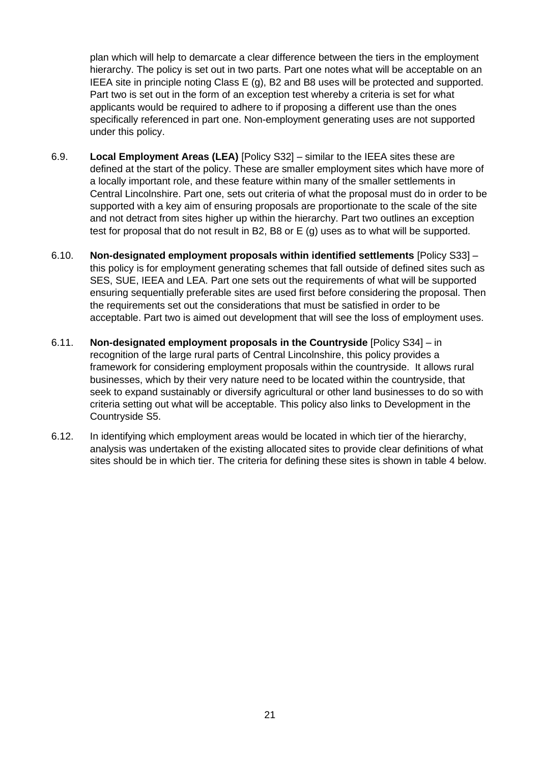plan which will help to demarcate a clear difference between the tiers in the employment hierarchy. The policy is set out in two parts. Part one notes what will be acceptable on an IEEA site in principle noting Class E (g), B2 and B8 uses will be protected and supported. Part two is set out in the form of an exception test whereby a criteria is set for what applicants would be required to adhere to if proposing a different use than the ones specifically referenced in part one. Non-employment generating uses are not supported under this policy.

6.9. **Local Employment Areas (LEA)** [Policy S32] – similar to the IEEA sites these are defined at the start of the policy. These are smaller employment sites which have more of a locally important role, and these feature within many of the smaller settlements in Central Lincolnshire. Part one, sets out criteria of what the proposal must do in order to be supported with a key aim of ensuring proposals are proportionate to the scale of the site and not detract from sites higher up within the hierarchy. Part two outlines an exception test for proposal that do not result in B2, B8 or E (g) uses as to what will be supported.

6.10. **Non-designated employment proposals within identified settlements** [Policy S33] – this policy is for employment generating schemes that fall outside of defined sites such as SES, SUE, IEEA and LEA. Part one sets out the requirements of what will be supported ensuring sequentially preferable sites are used first before considering the proposal. Then the requirements set out the considerations that must be satisfied in order to be acceptable. Part two is aimed out development that will see the loss of employment uses.

6.11. **Non-designated employment proposals in the Countryside** [Policy S34] – in recognition of the large rural parts of Central Lincolnshire, this policy provides a framework for considering employment proposals within the countryside. It allows rural businesses, which by their very nature need to be located within the countryside, that seek to expand sustainably or diversify agricultural or other land businesses to do so with criteria setting out what will be acceptable. This policy also links to Development in the Countryside S5.

6.12. In identifying which employment areas would be located in which tier of the hierarchy, analysis was undertaken of the existing allocated sites to provide clear definitions of what sites should be in which tier. The criteria for defining these sites is shown in table 4 below.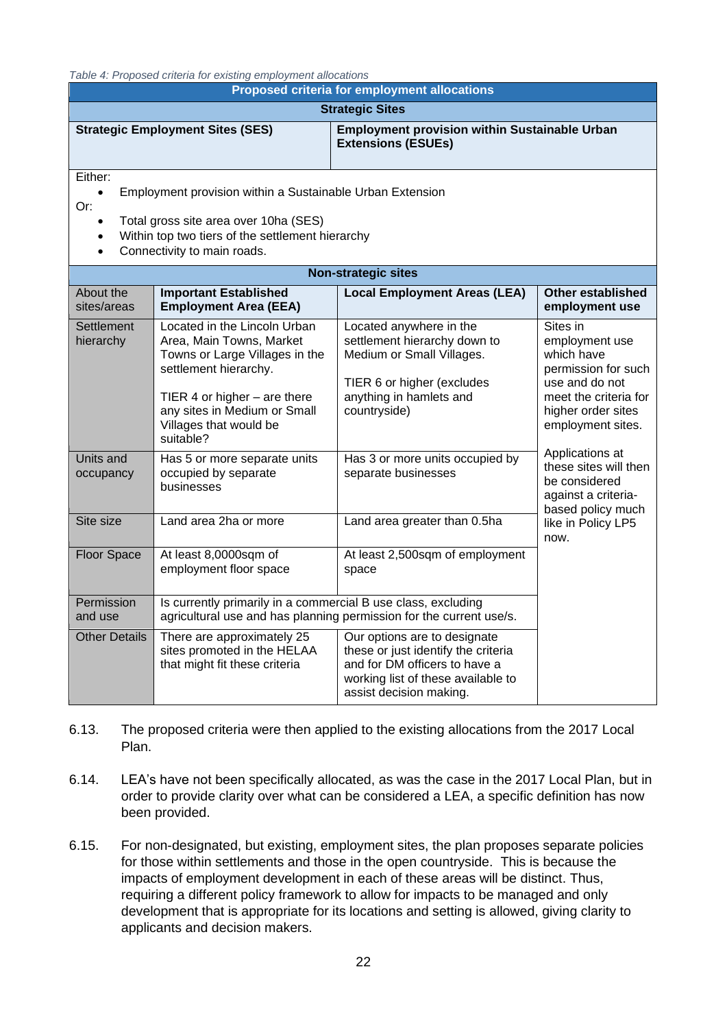*Table 4: Proposed criteria for existing employment allocations*

| **Proposed criteria for employment allocations** | | | |
|---|---|---|---|
| **Strategic Sites** | | | |
| **Strategic Employment Sites (SES)** | | **Employment provision within Sustainable Urban Extensions (ESUEs)** | |
| Either:<br>• Employment provision within a Sustainable Urban Extension<br>Or:<br>• Total gross site area over 10ha (SES)<br>• Within top two tiers of the settlement hierarchy<br>• Connectivity to main roads. | | | |
| **Non-strategic sites** | | | |
| About the sites/areas | **Important Established Employment Area (EEA)** | **Local Employment Areas (LEA)** | **Other established employment use** |
| Settlement hierarchy | Located in the Lincoln Urban Area, Main Towns, Market Towns or Large Villages in the settlement hierarchy.<br><br>TIER 4 or higher – are there any sites in Medium or Small Villages that would be suitable? | Located anywhere in the settlement hierarchy down to Medium or Small Villages.<br><br>TIER 6 or higher (excludes anything in hamlets and countryside) | Sites in employment use which have permission for such use and do not meet the criteria for higher order sites employment sites.<br><br>Applications at these sites will then be considered against a criteria-based policy much like in Policy LP5 now. |
| Units and occupancy | Has 5 or more separate units occupied by separate businesses | Has 3 or more units occupied by separate businesses | |
| Site size | Land area 2ha or more | Land area greater than 0.5ha | |
| Floor Space | At least 8,0000sqm of employment floor space | At least 2,500sqm of employment space | |
| Permission and use | Is currently primarily in a commercial B use class, excluding agricultural use and has planning permission for the current use/s. | | |
| Other Details | There are approximately 25 sites promoted in the HELAA that might fit these criteria | Our options are to designate these or just identify the criteria and for DM officers to have a working list of these available to assist decision making. | |

6.13. The proposed criteria were then applied to the existing allocations from the 2017 Local Plan.

6.14. LEA's have not been specifically allocated, as was the case in the 2017 Local Plan, but in order to provide clarity over what can be considered a LEA, a specific definition has now been provided.

6.15. For non-designated, but existing, employment sites, the plan proposes separate policies for those within settlements and those in the open countryside. This is because the impacts of employment development in each of these areas will be distinct. Thus, requiring a different policy framework to allow for impacts to be managed and only development that is appropriate for its locations and setting is allowed, giving clarity to applicants and decision makers.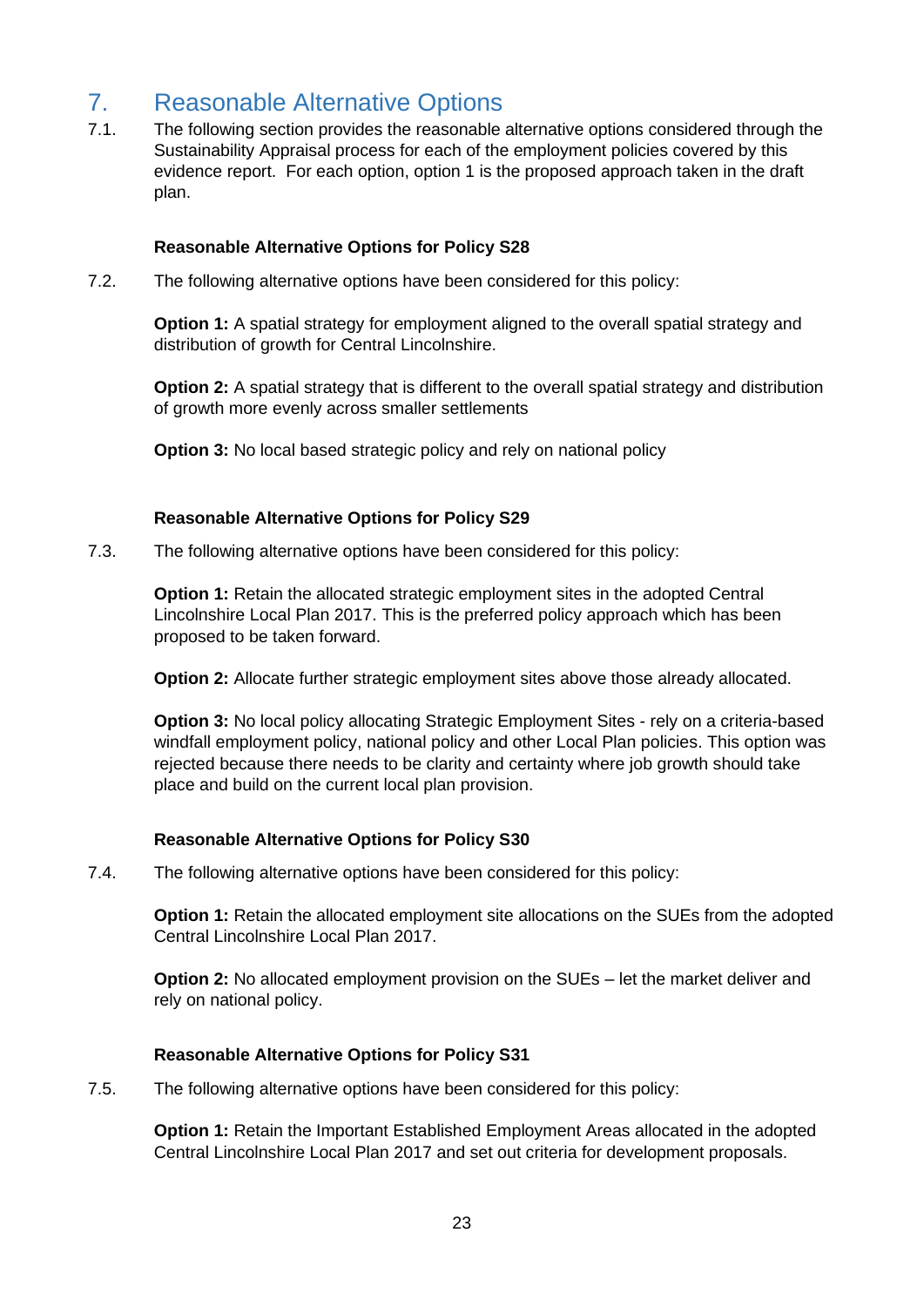# 7. Reasonable Alternative Options

7.1. The following section provides the reasonable alternative options considered through the Sustainability Appraisal process for each of the employment policies covered by this evidence report. For each option, option 1 is the proposed approach taken in the draft plan.

**Reasonable Alternative Options for Policy S28**

7.2. The following alternative options have been considered for this policy:

**Option 1:** A spatial strategy for employment aligned to the overall spatial strategy and distribution of growth for Central Lincolnshire.

**Option 2:** A spatial strategy that is different to the overall spatial strategy and distribution of growth more evenly across smaller settlements

**Option 3:** No local based strategic policy and rely on national policy

**Reasonable Alternative Options for Policy S29**

7.3. The following alternative options have been considered for this policy:

**Option 1:** Retain the allocated strategic employment sites in the adopted Central Lincolnshire Local Plan 2017. This is the preferred policy approach which has been proposed to be taken forward.

**Option 2:** Allocate further strategic employment sites above those already allocated.

**Option 3:** No local policy allocating Strategic Employment Sites - rely on a criteria-based windfall employment policy, national policy and other Local Plan policies. This option was rejected because there needs to be clarity and certainty where job growth should take place and build on the current local plan provision.

**Reasonable Alternative Options for Policy S30**

7.4. The following alternative options have been considered for this policy:

**Option 1:** Retain the allocated employment site allocations on the SUEs from the adopted Central Lincolnshire Local Plan 2017.

**Option 2:** No allocated employment provision on the SUEs – let the market deliver and rely on national policy.

**Reasonable Alternative Options for Policy S31**

7.5. The following alternative options have been considered for this policy:

**Option 1:** Retain the Important Established Employment Areas allocated in the adopted Central Lincolnshire Local Plan 2017 and set out criteria for development proposals.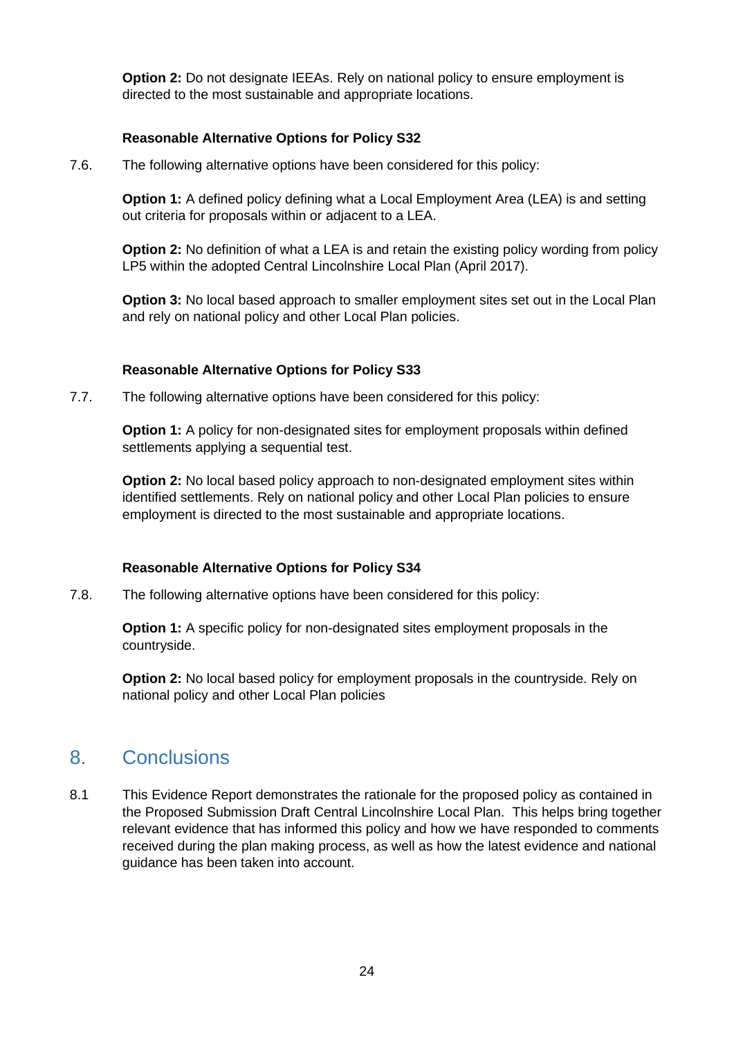**Option 2:** Do not designate IEEAs. Rely on national policy to ensure employment is directed to the most sustainable and appropriate locations.

**Reasonable Alternative Options for Policy S32**

7.6. The following alternative options have been considered for this policy:

**Option 1:** A defined policy defining what a Local Employment Area (LEA) is and setting out criteria for proposals within or adjacent to a LEA.

**Option 2:** No definition of what a LEA is and retain the existing policy wording from policy LP5 within the adopted Central Lincolnshire Local Plan (April 2017).

**Option 3:** No local based approach to smaller employment sites set out in the Local Plan and rely on national policy and other Local Plan policies.

**Reasonable Alternative Options for Policy S33**

7.7. The following alternative options have been considered for this policy:

**Option 1:** A policy for non-designated sites for employment proposals within defined settlements applying a sequential test.

**Option 2:** No local based policy approach to non-designated employment sites within identified settlements. Rely on national policy and other Local Plan policies to ensure employment is directed to the most sustainable and appropriate locations.

**Reasonable Alternative Options for Policy S34**

7.8. The following alternative options have been considered for this policy:

**Option 1:** A specific policy for non-designated sites employment proposals in the countryside.

**Option 2:** No local based policy for employment proposals in the countryside. Rely on national policy and other Local Plan policies

## 8. Conclusions

8.1 This Evidence Report demonstrates the rationale for the proposed policy as contained in the Proposed Submission Draft Central Lincolnshire Local Plan. This helps bring together relevant evidence that has informed this policy and how we have responded to comments received during the plan making process, as well as how the latest evidence and national guidance has been taken into account.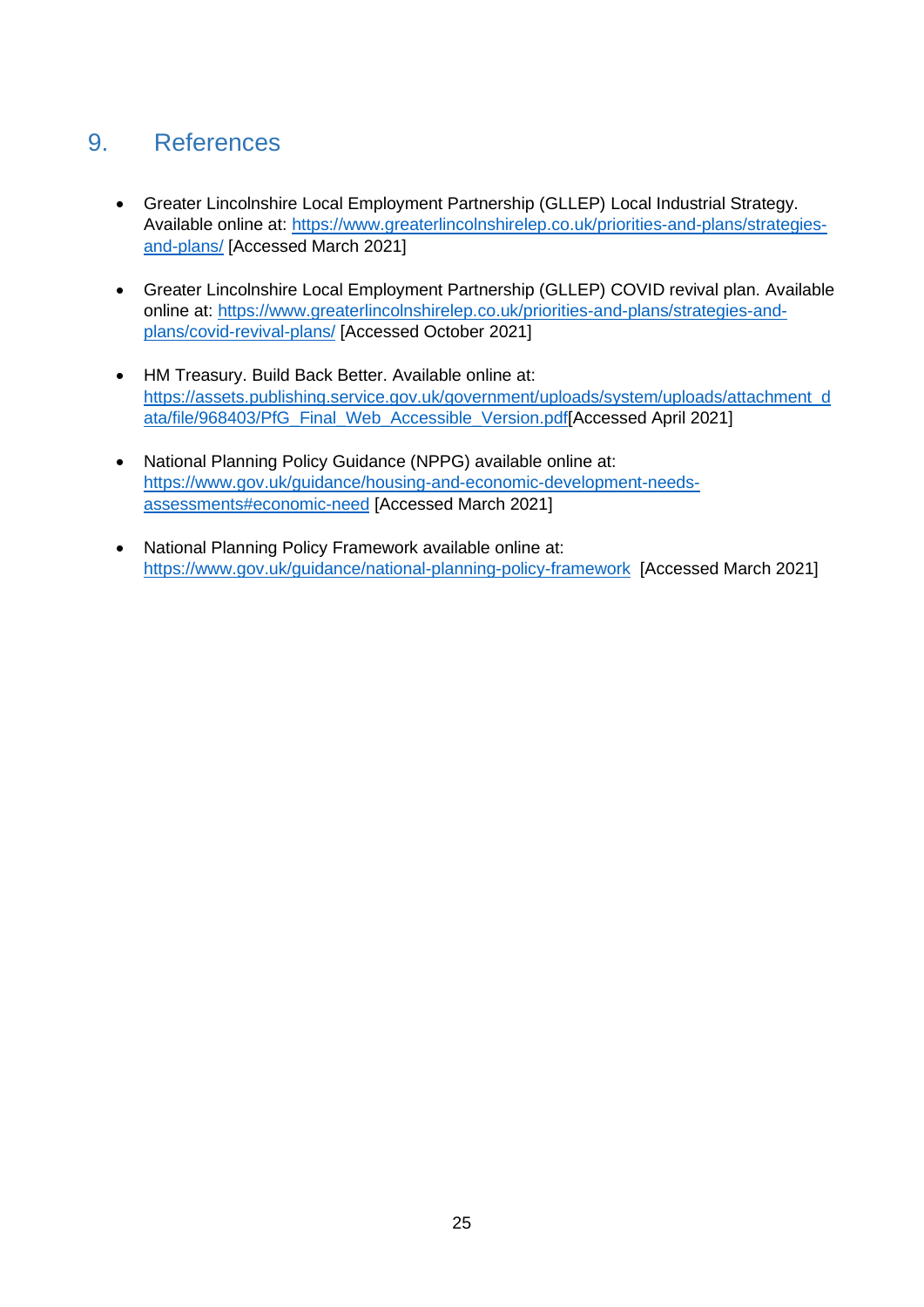## 9. References

- Greater Lincolnshire Local Employment Partnership (GLLEP) Local Industrial Strategy. Available online at: https://www.greaterlincolnshirelep.co.uk/priorities-and-plans/strategies-and-plans/ [Accessed March 2021]

- Greater Lincolnshire Local Employment Partnership (GLLEP) COVID revival plan. Available online at: https://www.greaterlincolnshirelep.co.uk/priorities-and-plans/strategies-and-plans/covid-revival-plans/ [Accessed October 2021]

- HM Treasury. Build Back Better. Available online at: https://assets.publishing.service.gov.uk/government/uploads/system/uploads/attachment_data/file/968403/PfG_Final_Web_Accessible_Version.pdf[Accessed April 2021]

- National Planning Policy Guidance (NPPG) available online at: https://www.gov.uk/guidance/housing-and-economic-development-needs-assessments#economic-need [Accessed March 2021]

- National Planning Policy Framework available online at: https://www.gov.uk/guidance/national-planning-policy-framework [Accessed March 2021]